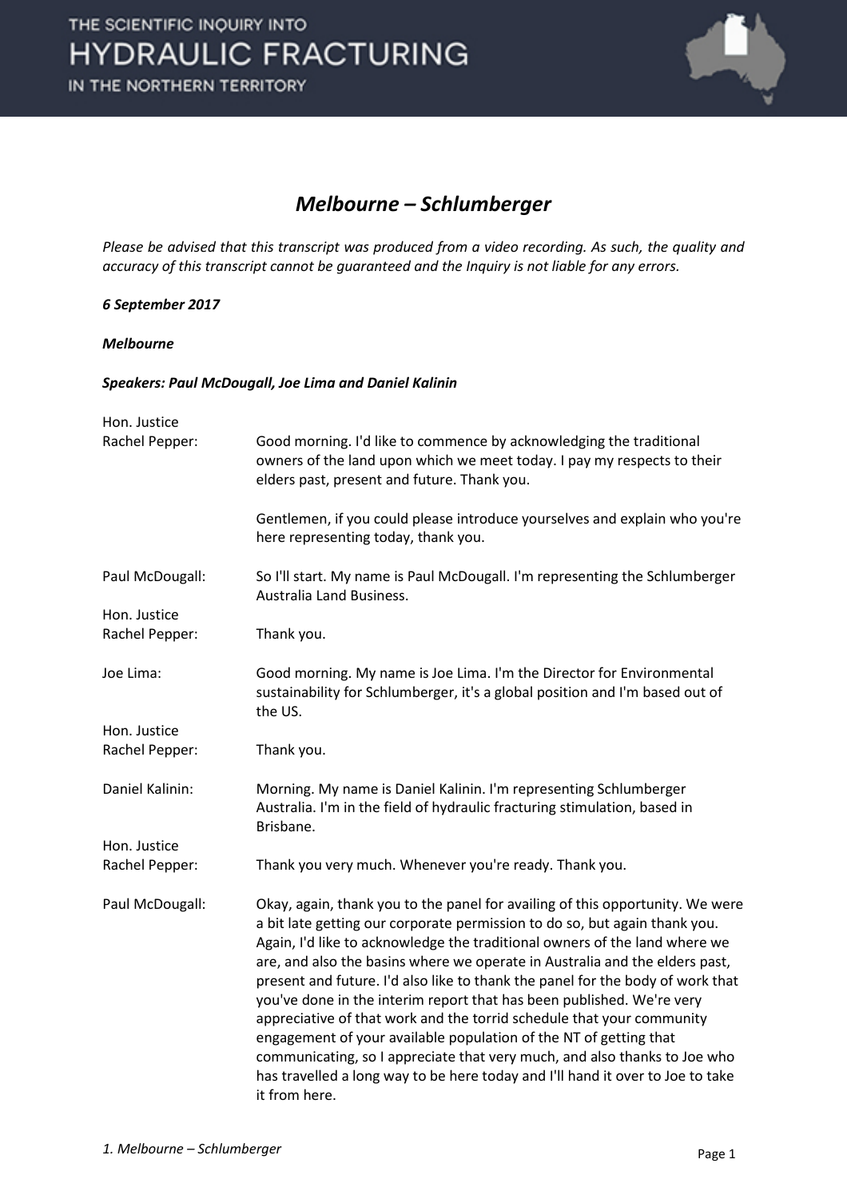# Melbourne – Schlumberger

*Please be advised that this transcript was produced from a video recording. As such, the quality and accuracy of this transcript cannot be guaranteed and the Inquiry is not liable for any errors.*

***6 September 2017***

***Melbourne***

***Speakers: Paul McDougall, Joe Lima and Daniel Kalinin***

Hon. Justice Rachel Pepper: Good morning. I'd like to commence by acknowledging the traditional owners of the land upon which we meet today. I pay my respects to their elders past, present and future. Thank you.

Gentlemen, if you could please introduce yourselves and explain who you're here representing today, thank you.

Paul McDougall: So I'll start. My name is Paul McDougall. I'm representing the Schlumberger Australia Land Business.

Hon. Justice Rachel Pepper: Thank you.

Joe Lima: Good morning. My name is Joe Lima. I'm the Director for Environmental sustainability for Schlumberger, it's a global position and I'm based out of the US.

Hon. Justice Rachel Pepper: Thank you.

Daniel Kalinin: Morning. My name is Daniel Kalinin. I'm representing Schlumberger Australia. I'm in the field of hydraulic fracturing stimulation, based in Brisbane.

Hon. Justice Rachel Pepper: Thank you very much. Whenever you're ready. Thank you.

Paul McDougall: Okay, again, thank you to the panel for availing of this opportunity. We were a bit late getting our corporate permission to do so, but again thank you. Again, I'd like to acknowledge the traditional owners of the land where we are, and also the basins where we operate in Australia and the elders past, present and future. I'd also like to thank the panel for the body of work that you've done in the interim report that has been published. We're very appreciative of that work and the torrid schedule that your community engagement of your available population of the NT of getting that communicating, so I appreciate that very much, and also thanks to Joe who has travelled a long way to be here today and I'll hand it over to Joe to take it from here.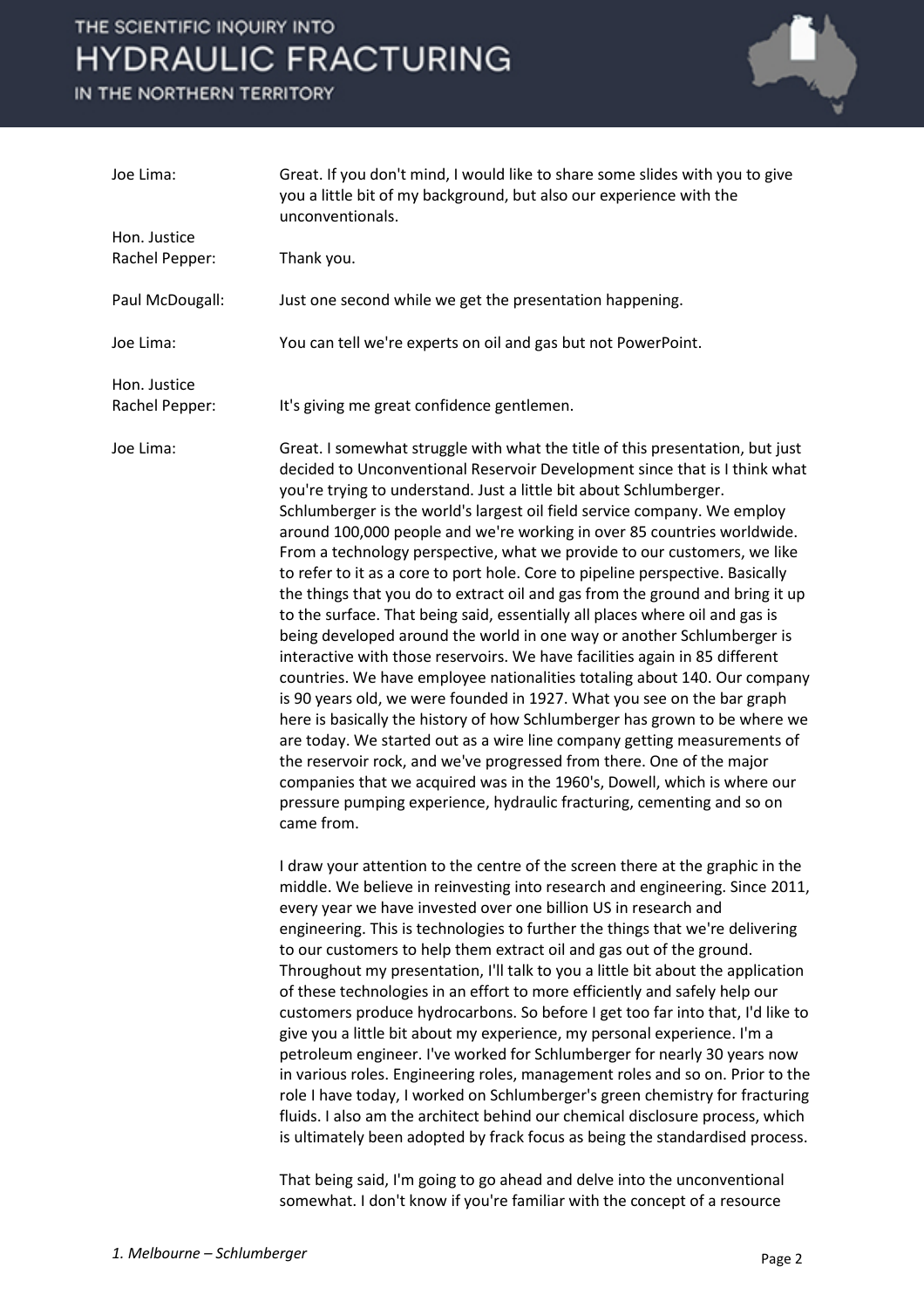Joe Lima: Great. If you don't mind, I would like to share some slides with you to give you a little bit of my background, but also our experience with the unconventionals.

Hon. Justice Rachel Pepper: Thank you.

Paul McDougall: Just one second while we get the presentation happening.

Joe Lima: You can tell we're experts on oil and gas but not PowerPoint.

Hon. Justice Rachel Pepper: It's giving me great confidence gentlemen.

Joe Lima: Great. I somewhat struggle with what the title of this presentation, but just decided to Unconventional Reservoir Development since that is I think what you're trying to understand. Just a little bit about Schlumberger. Schlumberger is the world's largest oil field service company. We employ around 100,000 people and we're working in over 85 countries worldwide. From a technology perspective, what we provide to our customers, we like to refer to it as a core to port hole. Core to pipeline perspective. Basically the things that you do to extract oil and gas from the ground and bring it up to the surface. That being said, essentially all places where oil and gas is being developed around the world in one way or another Schlumberger is interactive with those reservoirs. We have facilities again in 85 different countries. We have employee nationalities totaling about 140. Our company is 90 years old, we were founded in 1927. What you see on the bar graph here is basically the history of how Schlumberger has grown to be where we are today. We started out as a wire line company getting measurements of the reservoir rock, and we've progressed from there. One of the major companies that we acquired was in the 1960's, Dowell, which is where our pressure pumping experience, hydraulic fracturing, cementing and so on came from.

I draw your attention to the centre of the screen there at the graphic in the middle. We believe in reinvesting into research and engineering. Since 2011, every year we have invested over one billion US in research and engineering. This is technologies to further the things that we're delivering to our customers to help them extract oil and gas out of the ground. Throughout my presentation, I'll talk to you a little bit about the application of these technologies in an effort to more efficiently and safely help our customers produce hydrocarbons. So before I get too far into that, I'd like to give you a little bit about my experience, my personal experience. I'm a petroleum engineer. I've worked for Schlumberger for nearly 30 years now in various roles. Engineering roles, management roles and so on. Prior to the role I have today, I worked on Schlumberger's green chemistry for fracturing fluids. I also am the architect behind our chemical disclosure process, which is ultimately been adopted by frack focus as being the standardised process.

That being said, I'm going to go ahead and delve into the unconventional somewhat. I don't know if you're familiar with the concept of a resource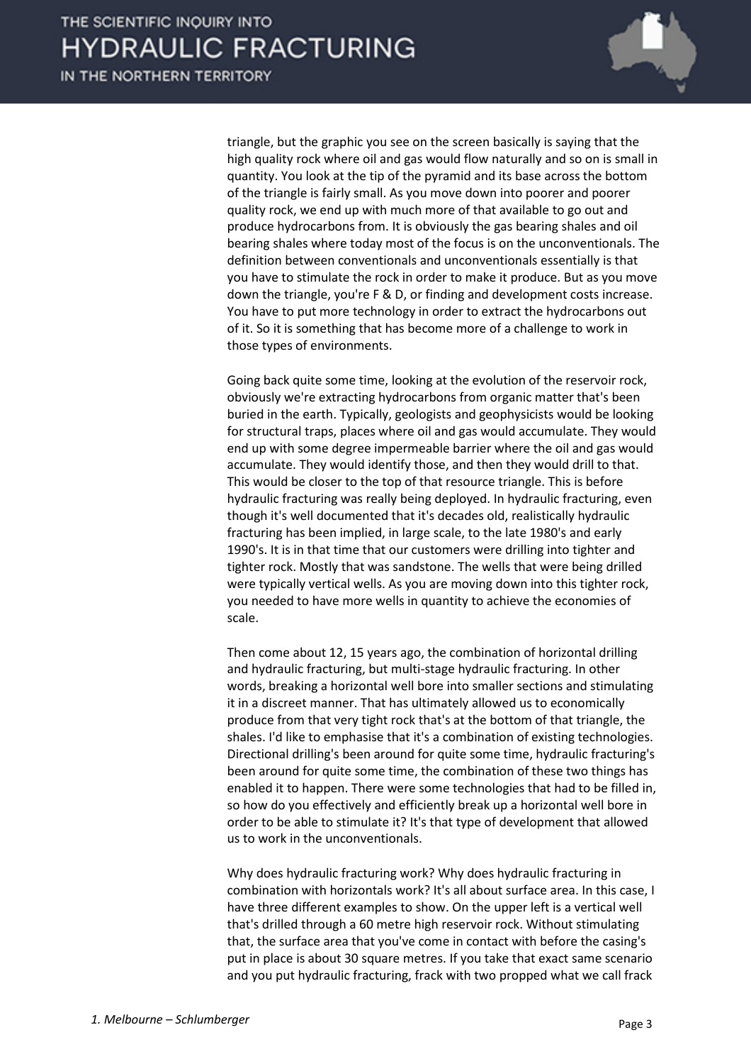triangle, but the graphic you see on the screen basically is saying that the high quality rock where oil and gas would flow naturally and so on is small in quantity. You look at the tip of the pyramid and its base across the bottom of the triangle is fairly small. As you move down into poorer and poorer quality rock, we end up with much more of that available to go out and produce hydrocarbons from. It is obviously the gas bearing shales and oil bearing shales where today most of the focus is on the unconventionals. The definition between conventionals and unconventionals essentially is that you have to stimulate the rock in order to make it produce. But as you move down the triangle, you're F & D, or finding and development costs increase. You have to put more technology in order to extract the hydrocarbons out of it. So it is something that has become more of a challenge to work in those types of environments.

Going back quite some time, looking at the evolution of the reservoir rock, obviously we're extracting hydrocarbons from organic matter that's been buried in the earth. Typically, geologists and geophysicists would be looking for structural traps, places where oil and gas would accumulate. They would end up with some degree impermeable barrier where the oil and gas would accumulate. They would identify those, and then they would drill to that. This would be closer to the top of that resource triangle. This is before hydraulic fracturing was really being deployed. In hydraulic fracturing, even though it's well documented that it's decades old, realistically hydraulic fracturing has been implied, in large scale, to the late 1980's and early 1990's. It is in that time that our customers were drilling into tighter and tighter rock. Mostly that was sandstone. The wells that were being drilled were typically vertical wells. As you are moving down into this tighter rock, you needed to have more wells in quantity to achieve the economies of scale.

Then come about 12, 15 years ago, the combination of horizontal drilling and hydraulic fracturing, but multi-stage hydraulic fracturing. In other words, breaking a horizontal well bore into smaller sections and stimulating it in a discreet manner. That has ultimately allowed us to economically produce from that very tight rock that's at the bottom of that triangle, the shales. I'd like to emphasise that it's a combination of existing technologies. Directional drilling's been around for quite some time, hydraulic fracturing's been around for quite some time, the combination of these two things has enabled it to happen. There were some technologies that had to be filled in, so how do you effectively and efficiently break up a horizontal well bore in order to be able to stimulate it? It's that type of development that allowed us to work in the unconventionals.

Why does hydraulic fracturing work? Why does hydraulic fracturing in combination with horizontals work? It's all about surface area. In this case, I have three different examples to show. On the upper left is a vertical well that's drilled through a 60 metre high reservoir rock. Without stimulating that, the surface area that you've come in contact with before the casing's put in place is about 30 square metres. If you take that exact same scenario and you put hydraulic fracturing, frack with two propped what we call frack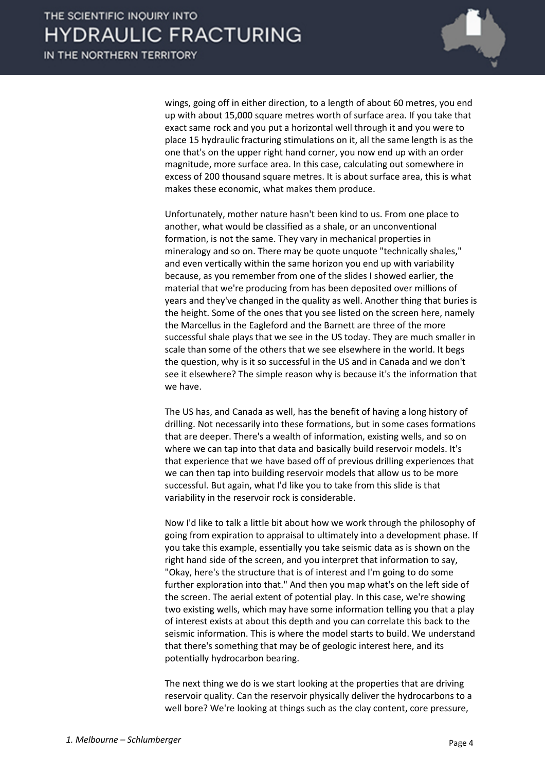wings, going off in either direction, to a length of about 60 metres, you end up with about 15,000 square metres worth of surface area. If you take that exact same rock and you put a horizontal well through it and you were to place 15 hydraulic fracturing stimulations on it, all the same length is as the one that's on the upper right hand corner, you now end up with an order magnitude, more surface area. In this case, calculating out somewhere in excess of 200 thousand square metres. It is about surface area, this is what makes these economic, what makes them produce.

Unfortunately, mother nature hasn't been kind to us. From one place to another, what would be classified as a shale, or an unconventional formation, is not the same. They vary in mechanical properties in mineralogy and so on. There may be quote unquote "technically shales," and even vertically within the same horizon you end up with variability because, as you remember from one of the slides I showed earlier, the material that we're producing from has been deposited over millions of years and they've changed in the quality as well. Another thing that buries is the height. Some of the ones that you see listed on the screen here, namely the Marcellus in the Eagleford and the Barnett are three of the more successful shale plays that we see in the US today. They are much smaller in scale than some of the others that we see elsewhere in the world. It begs the question, why is it so successful in the US and in Canada and we don't see it elsewhere? The simple reason why is because it's the information that we have.

The US has, and Canada as well, has the benefit of having a long history of drilling. Not necessarily into these formations, but in some cases formations that are deeper. There's a wealth of information, existing wells, and so on where we can tap into that data and basically build reservoir models. It's that experience that we have based off of previous drilling experiences that we can then tap into building reservoir models that allow us to be more successful. But again, what I'd like you to take from this slide is that variability in the reservoir rock is considerable.

Now I'd like to talk a little bit about how we work through the philosophy of going from expiration to appraisal to ultimately into a development phase. If you take this example, essentially you take seismic data as is shown on the right hand side of the screen, and you interpret that information to say, "Okay, here's the structure that is of interest and I'm going to do some further exploration into that." And then you map what's on the left side of the screen. The aerial extent of potential play. In this case, we're showing two existing wells, which may have some information telling you that a play of interest exists at about this depth and you can correlate this back to the seismic information. This is where the model starts to build. We understand that there's something that may be of geologic interest here, and its potentially hydrocarbon bearing.

The next thing we do is we start looking at the properties that are driving reservoir quality. Can the reservoir physically deliver the hydrocarbons to a well bore? We're looking at things such as the clay content, core pressure,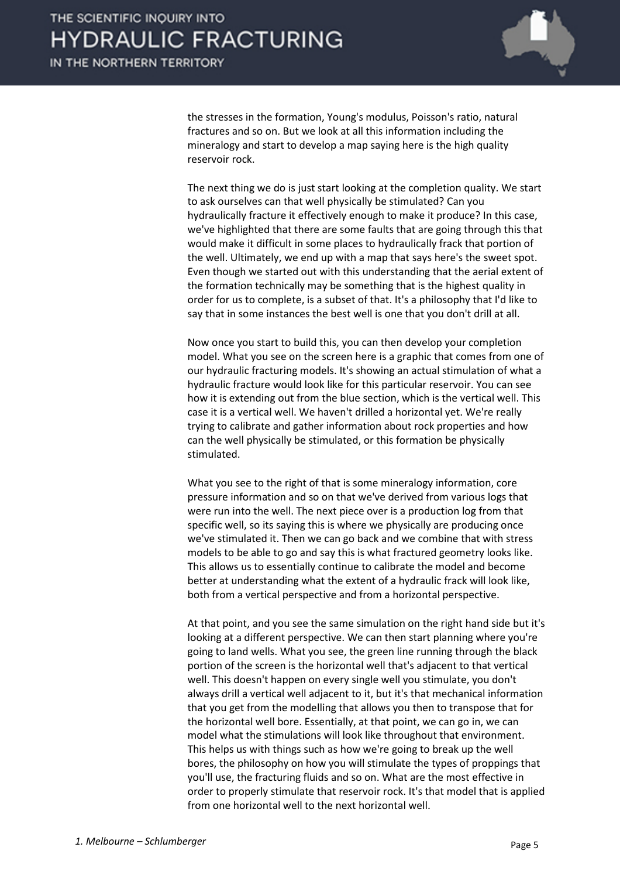the stresses in the formation, Young's modulus, Poisson's ratio, natural fractures and so on. But we look at all this information including the mineralogy and start to develop a map saying here is the high quality reservoir rock.

The next thing we do is just start looking at the completion quality. We start to ask ourselves can that well physically be stimulated? Can you hydraulically fracture it effectively enough to make it produce? In this case, we've highlighted that there are some faults that are going through this that would make it difficult in some places to hydraulically frack that portion of the well. Ultimately, we end up with a map that says here's the sweet spot. Even though we started out with this understanding that the aerial extent of the formation technically may be something that is the highest quality in order for us to complete, is a subset of that. It's a philosophy that I'd like to say that in some instances the best well is one that you don't drill at all.

Now once you start to build this, you can then develop your completion model. What you see on the screen here is a graphic that comes from one of our hydraulic fracturing models. It's showing an actual stimulation of what a hydraulic fracture would look like for this particular reservoir. You can see how it is extending out from the blue section, which is the vertical well. This case it is a vertical well. We haven't drilled a horizontal yet. We're really trying to calibrate and gather information about rock properties and how can the well physically be stimulated, or this formation be physically stimulated.

What you see to the right of that is some mineralogy information, core pressure information and so on that we've derived from various logs that were run into the well. The next piece over is a production log from that specific well, so its saying this is where we physically are producing once we've stimulated it. Then we can go back and we combine that with stress models to be able to go and say this is what fractured geometry looks like. This allows us to essentially continue to calibrate the model and become better at understanding what the extent of a hydraulic frack will look like, both from a vertical perspective and from a horizontal perspective.

At that point, and you see the same simulation on the right hand side but it's looking at a different perspective. We can then start planning where you're going to land wells. What you see, the green line running through the black portion of the screen is the horizontal well that's adjacent to that vertical well. This doesn't happen on every single well you stimulate, you don't always drill a vertical well adjacent to it, but it's that mechanical information that you get from the modelling that allows you then to transpose that for the horizontal well bore. Essentially, at that point, we can go in, we can model what the stimulations will look like throughout that environment. This helps us with things such as how we're going to break up the well bores, the philosophy on how you will stimulate the types of proppings that you'll use, the fracturing fluids and so on. What are the most effective in order to properly stimulate that reservoir rock. It's that model that is applied from one horizontal well to the next horizontal well.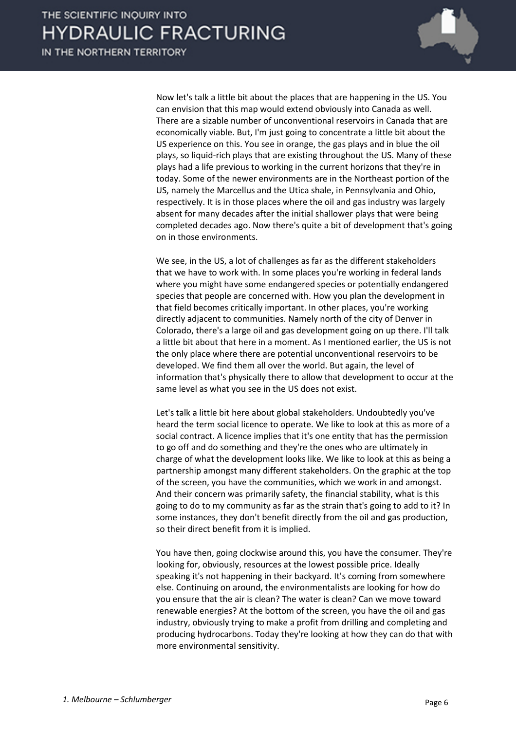Now let's talk a little bit about the places that are happening in the US. You can envision that this map would extend obviously into Canada as well. There are a sizable number of unconventional reservoirs in Canada that are economically viable. But, I'm just going to concentrate a little bit about the US experience on this. You see in orange, the gas plays and in blue the oil plays, so liquid-rich plays that are existing throughout the US. Many of these plays had a life previous to working in the current horizons that they're in today. Some of the newer environments are in the Northeast portion of the US, namely the Marcellus and the Utica shale, in Pennsylvania and Ohio, respectively. It is in those places where the oil and gas industry was largely absent for many decades after the initial shallower plays that were being completed decades ago. Now there's quite a bit of development that's going on in those environments.

We see, in the US, a lot of challenges as far as the different stakeholders that we have to work with. In some places you're working in federal lands where you might have some endangered species or potentially endangered species that people are concerned with. How you plan the development in that field becomes critically important. In other places, you're working directly adjacent to communities. Namely north of the city of Denver in Colorado, there's a large oil and gas development going on up there. I'll talk a little bit about that here in a moment. As I mentioned earlier, the US is not the only place where there are potential unconventional reservoirs to be developed. We find them all over the world. But again, the level of information that's physically there to allow that development to occur at the same level as what you see in the US does not exist.

Let's talk a little bit here about global stakeholders. Undoubtedly you've heard the term social licence to operate. We like to look at this as more of a social contract. A licence implies that it's one entity that has the permission to go off and do something and they're the ones who are ultimately in charge of what the development looks like. We like to look at this as being a partnership amongst many different stakeholders. On the graphic at the top of the screen, you have the communities, which we work in and amongst. And their concern was primarily safety, the financial stability, what is this going to do to my community as far as the strain that's going to add to it? In some instances, they don't benefit directly from the oil and gas production, so their direct benefit from it is implied.

You have then, going clockwise around this, you have the consumer. They're looking for, obviously, resources at the lowest possible price. Ideally speaking it's not happening in their backyard. It's coming from somewhere else. Continuing on around, the environmentalists are looking for how do you ensure that the air is clean? The water is clean? Can we move toward renewable energies? At the bottom of the screen, you have the oil and gas industry, obviously trying to make a profit from drilling and completing and producing hydrocarbons. Today they're looking at how they can do that with more environmental sensitivity.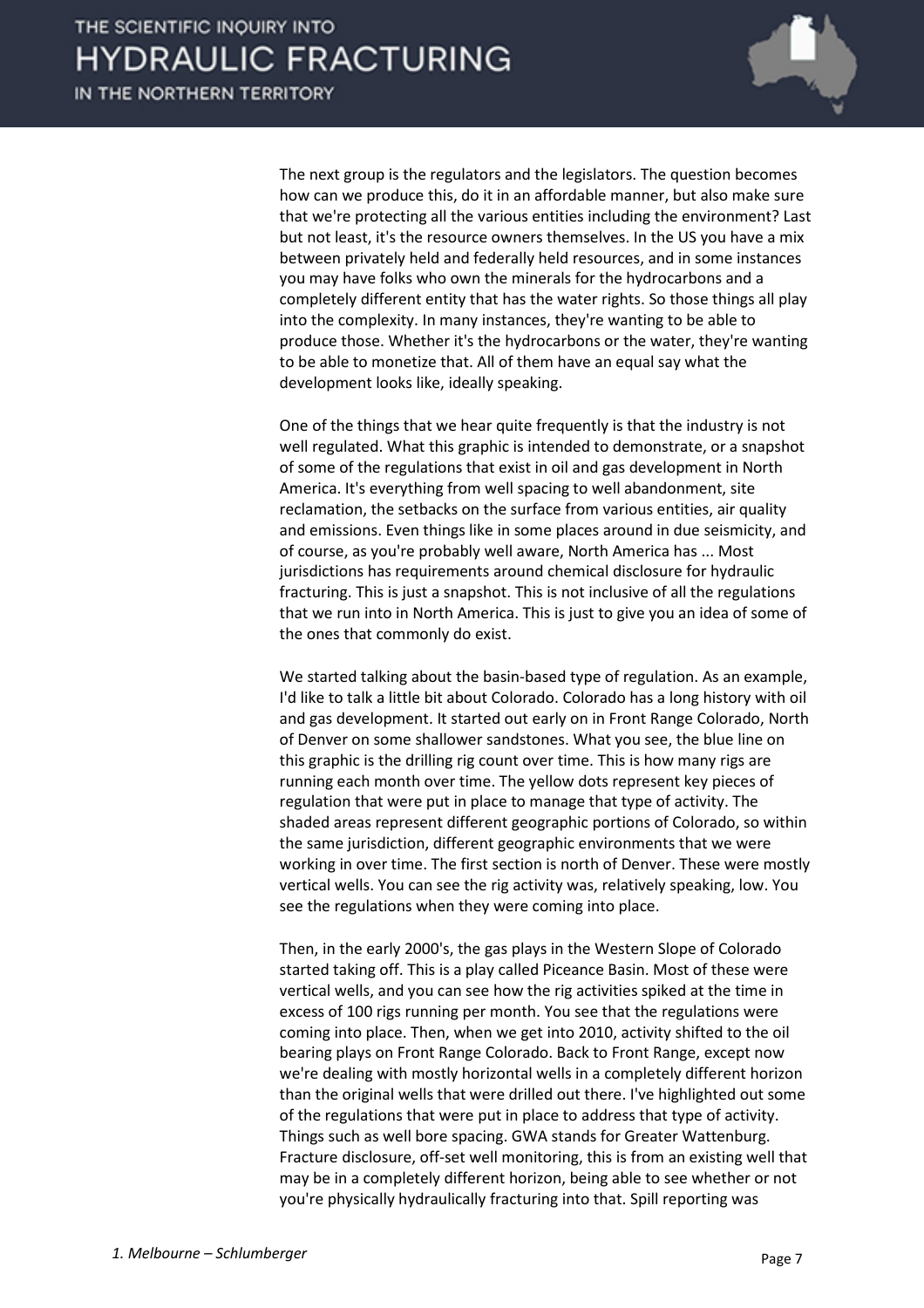The next group is the regulators and the legislators. The question becomes how can we produce this, do it in an affordable manner, but also make sure that we're protecting all the various entities including the environment? Last but not least, it's the resource owners themselves. In the US you have a mix between privately held and federally held resources, and in some instances you may have folks who own the minerals for the hydrocarbons and a completely different entity that has the water rights. So those things all play into the complexity. In many instances, they're wanting to be able to produce those. Whether it's the hydrocarbons or the water, they're wanting to be able to monetize that. All of them have an equal say what the development looks like, ideally speaking.

One of the things that we hear quite frequently is that the industry is not well regulated. What this graphic is intended to demonstrate, or a snapshot of some of the regulations that exist in oil and gas development in North America. It's everything from well spacing to well abandonment, site reclamation, the setbacks on the surface from various entities, air quality and emissions. Even things like in some places around in due seismicity, and of course, as you're probably well aware, North America has ... Most jurisdictions has requirements around chemical disclosure for hydraulic fracturing. This is just a snapshot. This is not inclusive of all the regulations that we run into in North America. This is just to give you an idea of some of the ones that commonly do exist.

We started talking about the basin-based type of regulation. As an example, I'd like to talk a little bit about Colorado. Colorado has a long history with oil and gas development. It started out early on in Front Range Colorado, North of Denver on some shallower sandstones. What you see, the blue line on this graphic is the drilling rig count over time. This is how many rigs are running each month over time. The yellow dots represent key pieces of regulation that were put in place to manage that type of activity. The shaded areas represent different geographic portions of Colorado, so within the same jurisdiction, different geographic environments that we were working in over time. The first section is north of Denver. These were mostly vertical wells. You can see the rig activity was, relatively speaking, low. You see the regulations when they were coming into place.

Then, in the early 2000's, the gas plays in the Western Slope of Colorado started taking off. This is a play called Piceance Basin. Most of these were vertical wells, and you can see how the rig activities spiked at the time in excess of 100 rigs running per month. You see that the regulations were coming into place. Then, when we get into 2010, activity shifted to the oil bearing plays on Front Range Colorado. Back to Front Range, except now we're dealing with mostly horizontal wells in a completely different horizon than the original wells that were drilled out there. I've highlighted out some of the regulations that were put in place to address that type of activity. Things such as well bore spacing. GWA stands for Greater Wattenburg. Fracture disclosure, off-set well monitoring, this is from an existing well that may be in a completely different horizon, being able to see whether or not you're physically hydraulically fracturing into that. Spill reporting was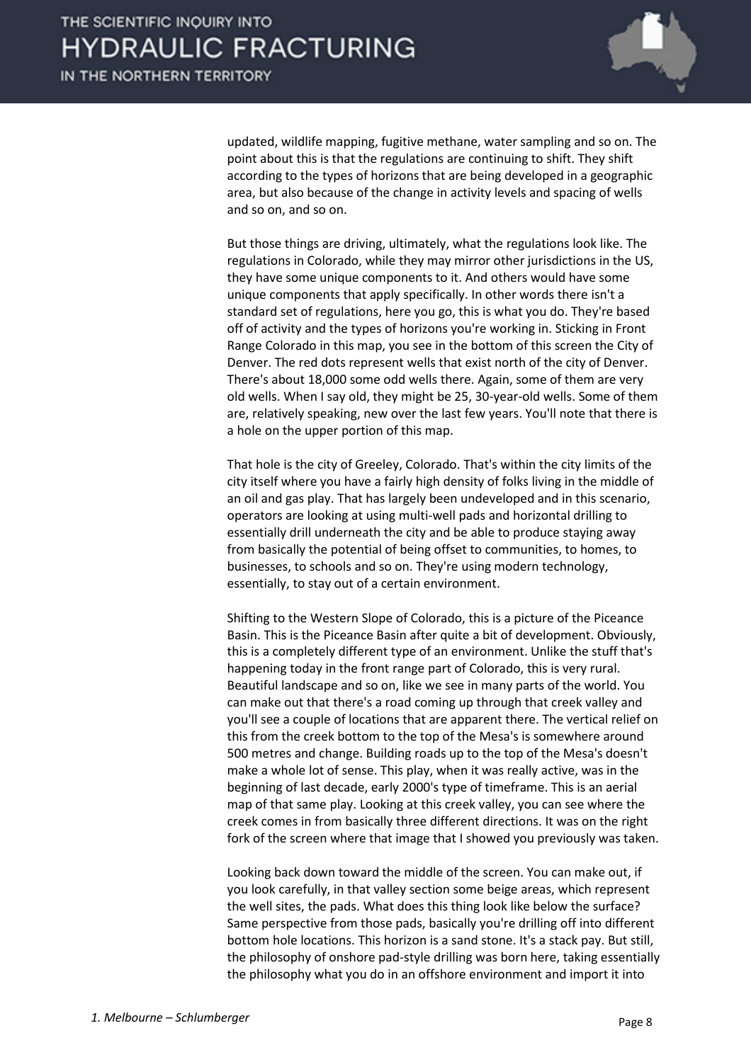updated, wildlife mapping, fugitive methane, water sampling and so on. The point about this is that the regulations are continuing to shift. They shift according to the types of horizons that are being developed in a geographic area, but also because of the change in activity levels and spacing of wells and so on, and so on.

But those things are driving, ultimately, what the regulations look like. The regulations in Colorado, while they may mirror other jurisdictions in the US, they have some unique components to it. And others would have some unique components that apply specifically. In other words there isn't a standard set of regulations, here you go, this is what you do. They're based off of activity and the types of horizons you're working in. Sticking in Front Range Colorado in this map, you see in the bottom of this screen the City of Denver. The red dots represent wells that exist north of the city of Denver. There's about 18,000 some odd wells there. Again, some of them are very old wells. When I say old, they might be 25, 30-year-old wells. Some of them are, relatively speaking, new over the last few years. You'll note that there is a hole on the upper portion of this map.

That hole is the city of Greeley, Colorado. That's within the city limits of the city itself where you have a fairly high density of folks living in the middle of an oil and gas play. That has largely been undeveloped and in this scenario, operators are looking at using multi-well pads and horizontal drilling to essentially drill underneath the city and be able to produce staying away from basically the potential of being offset to communities, to homes, to businesses, to schools and so on. They're using modern technology, essentially, to stay out of a certain environment.

Shifting to the Western Slope of Colorado, this is a picture of the Piceance Basin. This is the Piceance Basin after quite a bit of development. Obviously, this is a completely different type of an environment. Unlike the stuff that's happening today in the front range part of Colorado, this is very rural. Beautiful landscape and so on, like we see in many parts of the world. You can make out that there's a road coming up through that creek valley and you'll see a couple of locations that are apparent there. The vertical relief on this from the creek bottom to the top of the Mesa's is somewhere around 500 metres and change. Building roads up to the top of the Mesa's doesn't make a whole lot of sense. This play, when it was really active, was in the beginning of last decade, early 2000's type of timeframe. This is an aerial map of that same play. Looking at this creek valley, you can see where the creek comes in from basically three different directions. It was on the right fork of the screen where that image that I showed you previously was taken.

Looking back down toward the middle of the screen. You can make out, if you look carefully, in that valley section some beige areas, which represent the well sites, the pads. What does this thing look like below the surface? Same perspective from those pads, basically you're drilling off into different bottom hole locations. This horizon is a sand stone. It's a stack pay. But still, the philosophy of onshore pad-style drilling was born here, taking essentially the philosophy what you do in an offshore environment and import it into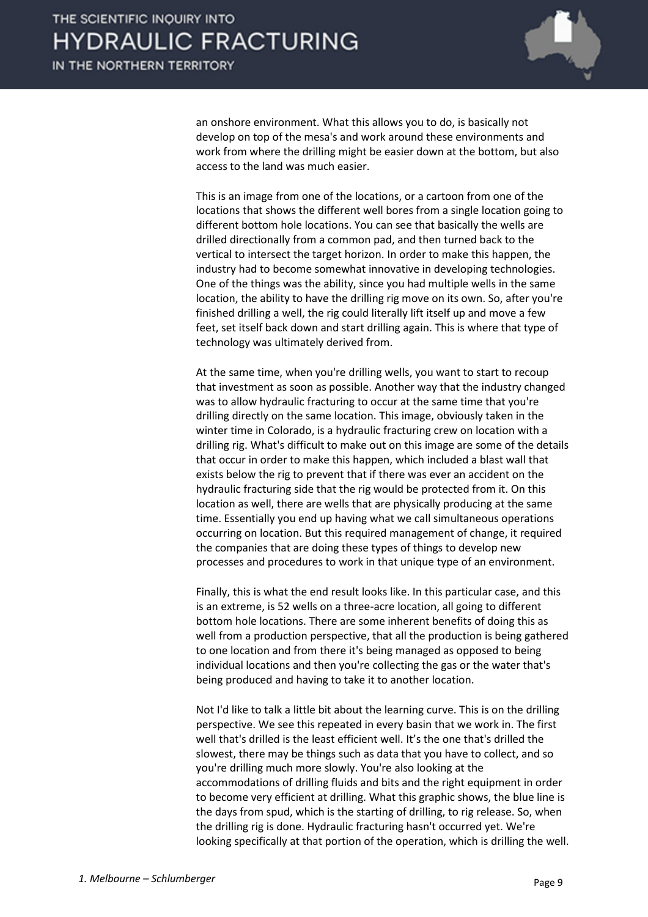an onshore environment. What this allows you to do, is basically not develop on top of the mesa's and work around these environments and work from where the drilling might be easier down at the bottom, but also access to the land was much easier.

This is an image from one of the locations, or a cartoon from one of the locations that shows the different well bores from a single location going to different bottom hole locations. You can see that basically the wells are drilled directionally from a common pad, and then turned back to the vertical to intersect the target horizon. In order to make this happen, the industry had to become somewhat innovative in developing technologies. One of the things was the ability, since you had multiple wells in the same location, the ability to have the drilling rig move on its own. So, after you're finished drilling a well, the rig could literally lift itself up and move a few feet, set itself back down and start drilling again. This is where that type of technology was ultimately derived from.

At the same time, when you're drilling wells, you want to start to recoup that investment as soon as possible. Another way that the industry changed was to allow hydraulic fracturing to occur at the same time that you're drilling directly on the same location. This image, obviously taken in the winter time in Colorado, is a hydraulic fracturing crew on location with a drilling rig. What's difficult to make out on this image are some of the details that occur in order to make this happen, which included a blast wall that exists below the rig to prevent that if there was ever an accident on the hydraulic fracturing side that the rig would be protected from it. On this location as well, there are wells that are physically producing at the same time. Essentially you end up having what we call simultaneous operations occurring on location. But this required management of change, it required the companies that are doing these types of things to develop new processes and procedures to work in that unique type of an environment.

Finally, this is what the end result looks like. In this particular case, and this is an extreme, is 52 wells on a three-acre location, all going to different bottom hole locations. There are some inherent benefits of doing this as well from a production perspective, that all the production is being gathered to one location and from there it's being managed as opposed to being individual locations and then you're collecting the gas or the water that's being produced and having to take it to another location.

Not I'd like to talk a little bit about the learning curve. This is on the drilling perspective. We see this repeated in every basin that we work in. The first well that's drilled is the least efficient well. It's the one that's drilled the slowest, there may be things such as data that you have to collect, and so you're drilling much more slowly. You're also looking at the accommodations of drilling fluids and bits and the right equipment in order to become very efficient at drilling. What this graphic shows, the blue line is the days from spud, which is the starting of drilling, to rig release. So, when the drilling rig is done. Hydraulic fracturing hasn't occurred yet. We're looking specifically at that portion of the operation, which is drilling the well.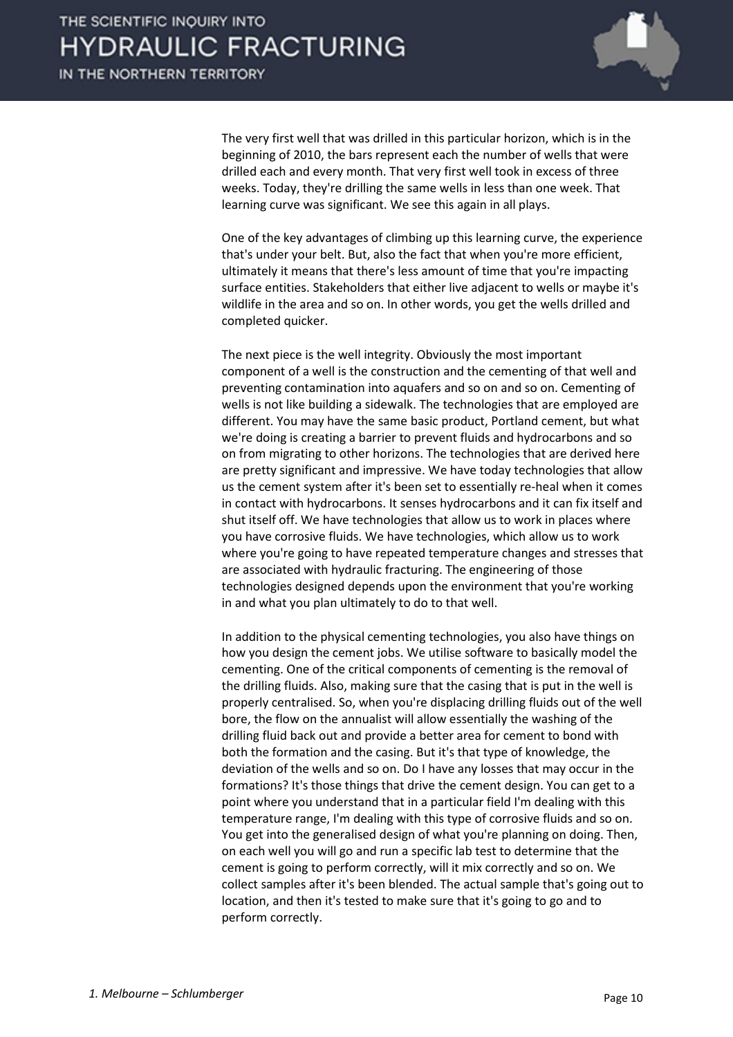The very first well that was drilled in this particular horizon, which is in the beginning of 2010, the bars represent each the number of wells that were drilled each and every month. That very first well took in excess of three weeks. Today, they're drilling the same wells in less than one week. That learning curve was significant. We see this again in all plays.

One of the key advantages of climbing up this learning curve, the experience that's under your belt. But, also the fact that when you're more efficient, ultimately it means that there's less amount of time that you're impacting surface entities. Stakeholders that either live adjacent to wells or maybe it's wildlife in the area and so on. In other words, you get the wells drilled and completed quicker.

The next piece is the well integrity. Obviously the most important component of a well is the construction and the cementing of that well and preventing contamination into aquafers and so on and so on. Cementing of wells is not like building a sidewalk. The technologies that are employed are different. You may have the same basic product, Portland cement, but what we're doing is creating a barrier to prevent fluids and hydrocarbons and so on from migrating to other horizons. The technologies that are derived here are pretty significant and impressive. We have today technologies that allow us the cement system after it's been set to essentially re-heal when it comes in contact with hydrocarbons. It senses hydrocarbons and it can fix itself and shut itself off. We have technologies that allow us to work in places where you have corrosive fluids. We have technologies, which allow us to work where you're going to have repeated temperature changes and stresses that are associated with hydraulic fracturing. The engineering of those technologies designed depends upon the environment that you're working in and what you plan ultimately to do to that well.

In addition to the physical cementing technologies, you also have things on how you design the cement jobs. We utilise software to basically model the cementing. One of the critical components of cementing is the removal of the drilling fluids. Also, making sure that the casing that is put in the well is properly centralised. So, when you're displacing drilling fluids out of the well bore, the flow on the annualist will allow essentially the washing of the drilling fluid back out and provide a better area for cement to bond with both the formation and the casing. But it's that type of knowledge, the deviation of the wells and so on. Do I have any losses that may occur in the formations? It's those things that drive the cement design. You can get to a point where you understand that in a particular field I'm dealing with this temperature range, I'm dealing with this type of corrosive fluids and so on. You get into the generalised design of what you're planning on doing. Then, on each well you will go and run a specific lab test to determine that the cement is going to perform correctly, will it mix correctly and so on. We collect samples after it's been blended. The actual sample that's going out to location, and then it's tested to make sure that it's going to go and to perform correctly.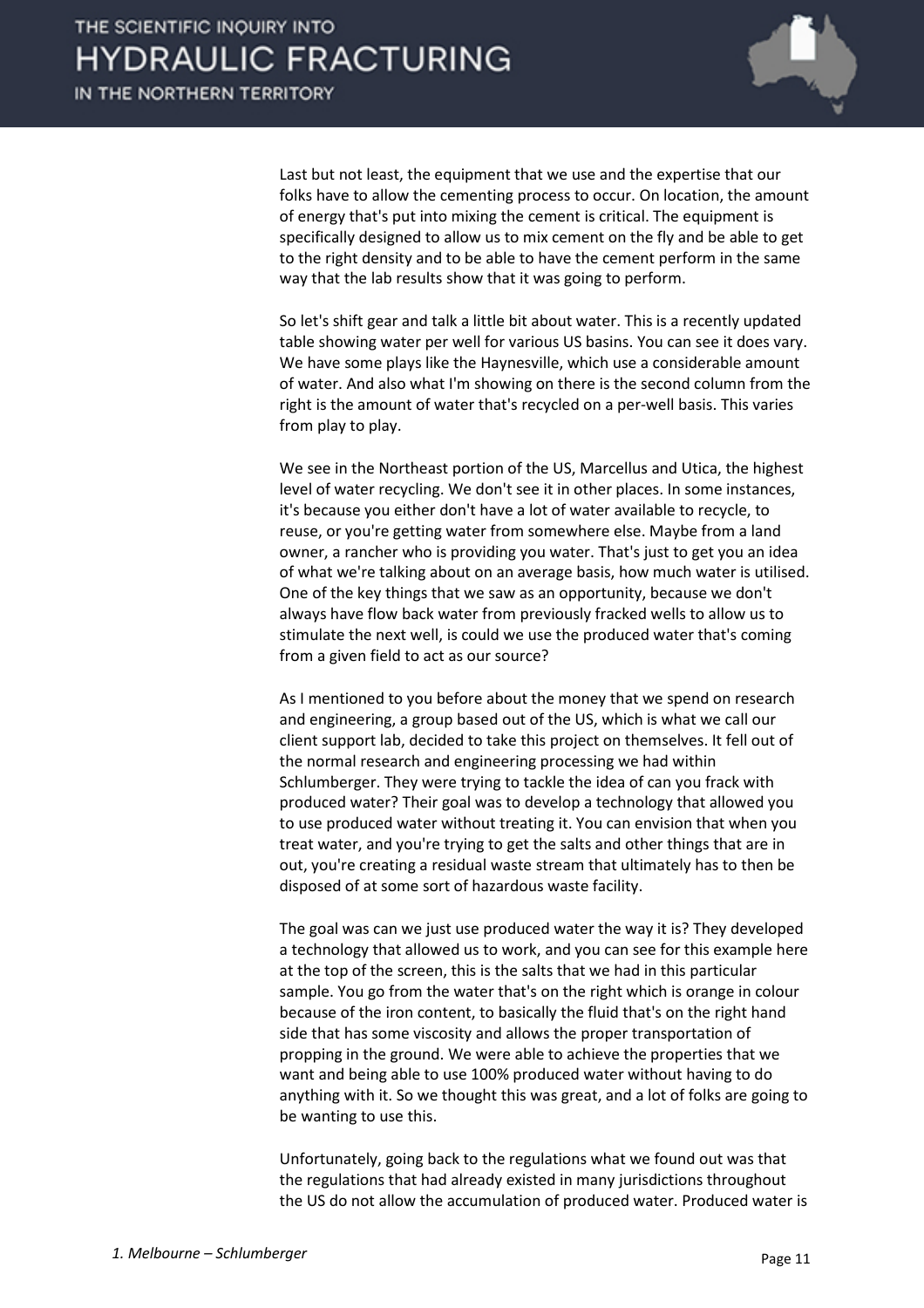Last but not least, the equipment that we use and the expertise that our folks have to allow the cementing process to occur. On location, the amount of energy that's put into mixing the cement is critical. The equipment is specifically designed to allow us to mix cement on the fly and be able to get to the right density and to be able to have the cement perform in the same way that the lab results show that it was going to perform.

So let's shift gear and talk a little bit about water. This is a recently updated table showing water per well for various US basins. You can see it does vary. We have some plays like the Haynesville, which use a considerable amount of water. And also what I'm showing on there is the second column from the right is the amount of water that's recycled on a per-well basis. This varies from play to play.

We see in the Northeast portion of the US, Marcellus and Utica, the highest level of water recycling. We don't see it in other places. In some instances, it's because you either don't have a lot of water available to recycle, to reuse, or you're getting water from somewhere else. Maybe from a land owner, a rancher who is providing you water. That's just to get you an idea of what we're talking about on an average basis, how much water is utilised. One of the key things that we saw as an opportunity, because we don't always have flow back water from previously fracked wells to allow us to stimulate the next well, is could we use the produced water that's coming from a given field to act as our source?

As I mentioned to you before about the money that we spend on research and engineering, a group based out of the US, which is what we call our client support lab, decided to take this project on themselves. It fell out of the normal research and engineering processing we had within Schlumberger. They were trying to tackle the idea of can you frack with produced water? Their goal was to develop a technology that allowed you to use produced water without treating it. You can envision that when you treat water, and you're trying to get the salts and other things that are in out, you're creating a residual waste stream that ultimately has to then be disposed of at some sort of hazardous waste facility.

The goal was can we just use produced water the way it is? They developed a technology that allowed us to work, and you can see for this example here at the top of the screen, this is the salts that we had in this particular sample. You go from the water that's on the right which is orange in colour because of the iron content, to basically the fluid that's on the right hand side that has some viscosity and allows the proper transportation of propping in the ground. We were able to achieve the properties that we want and being able to use 100% produced water without having to do anything with it. So we thought this was great, and a lot of folks are going to be wanting to use this.

Unfortunately, going back to the regulations what we found out was that the regulations that had already existed in many jurisdictions throughout the US do not allow the accumulation of produced water. Produced water is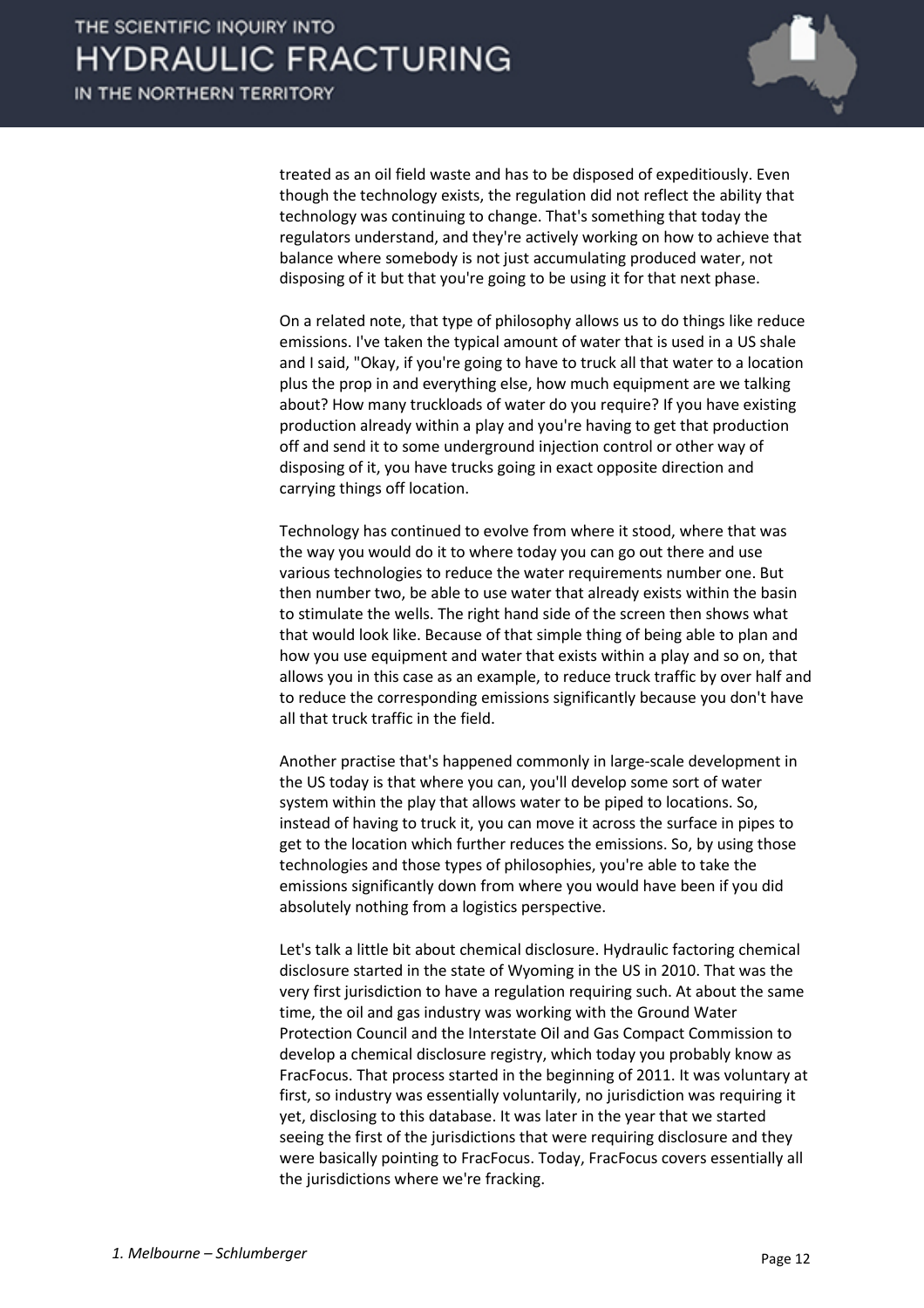treated as an oil field waste and has to be disposed of expeditiously. Even though the technology exists, the regulation did not reflect the ability that technology was continuing to change. That's something that today the regulators understand, and they're actively working on how to achieve that balance where somebody is not just accumulating produced water, not disposing of it but that you're going to be using it for that next phase.

On a related note, that type of philosophy allows us to do things like reduce emissions. I've taken the typical amount of water that is used in a US shale and I said, "Okay, if you're going to have to truck all that water to a location plus the prop in and everything else, how much equipment are we talking about? How many truckloads of water do you require? If you have existing production already within a play and you're having to get that production off and send it to some underground injection control or other way of disposing of it, you have trucks going in exact opposite direction and carrying things off location.

Technology has continued to evolve from where it stood, where that was the way you would do it to where today you can go out there and use various technologies to reduce the water requirements number one. But then number two, be able to use water that already exists within the basin to stimulate the wells. The right hand side of the screen then shows what that would look like. Because of that simple thing of being able to plan and how you use equipment and water that exists within a play and so on, that allows you in this case as an example, to reduce truck traffic by over half and to reduce the corresponding emissions significantly because you don't have all that truck traffic in the field.

Another practise that's happened commonly in large-scale development in the US today is that where you can, you'll develop some sort of water system within the play that allows water to be piped to locations. So, instead of having to truck it, you can move it across the surface in pipes to get to the location which further reduces the emissions. So, by using those technologies and those types of philosophies, you're able to take the emissions significantly down from where you would have been if you did absolutely nothing from a logistics perspective.

Let's talk a little bit about chemical disclosure. Hydraulic factoring chemical disclosure started in the state of Wyoming in the US in 2010. That was the very first jurisdiction to have a regulation requiring such. At about the same time, the oil and gas industry was working with the Ground Water Protection Council and the Interstate Oil and Gas Compact Commission to develop a chemical disclosure registry, which today you probably know as FracFocus. That process started in the beginning of 2011. It was voluntary at first, so industry was essentially voluntarily, no jurisdiction was requiring it yet, disclosing to this database. It was later in the year that we started seeing the first of the jurisdictions that were requiring disclosure and they were basically pointing to FracFocus. Today, FracFocus covers essentially all the jurisdictions where we're fracking.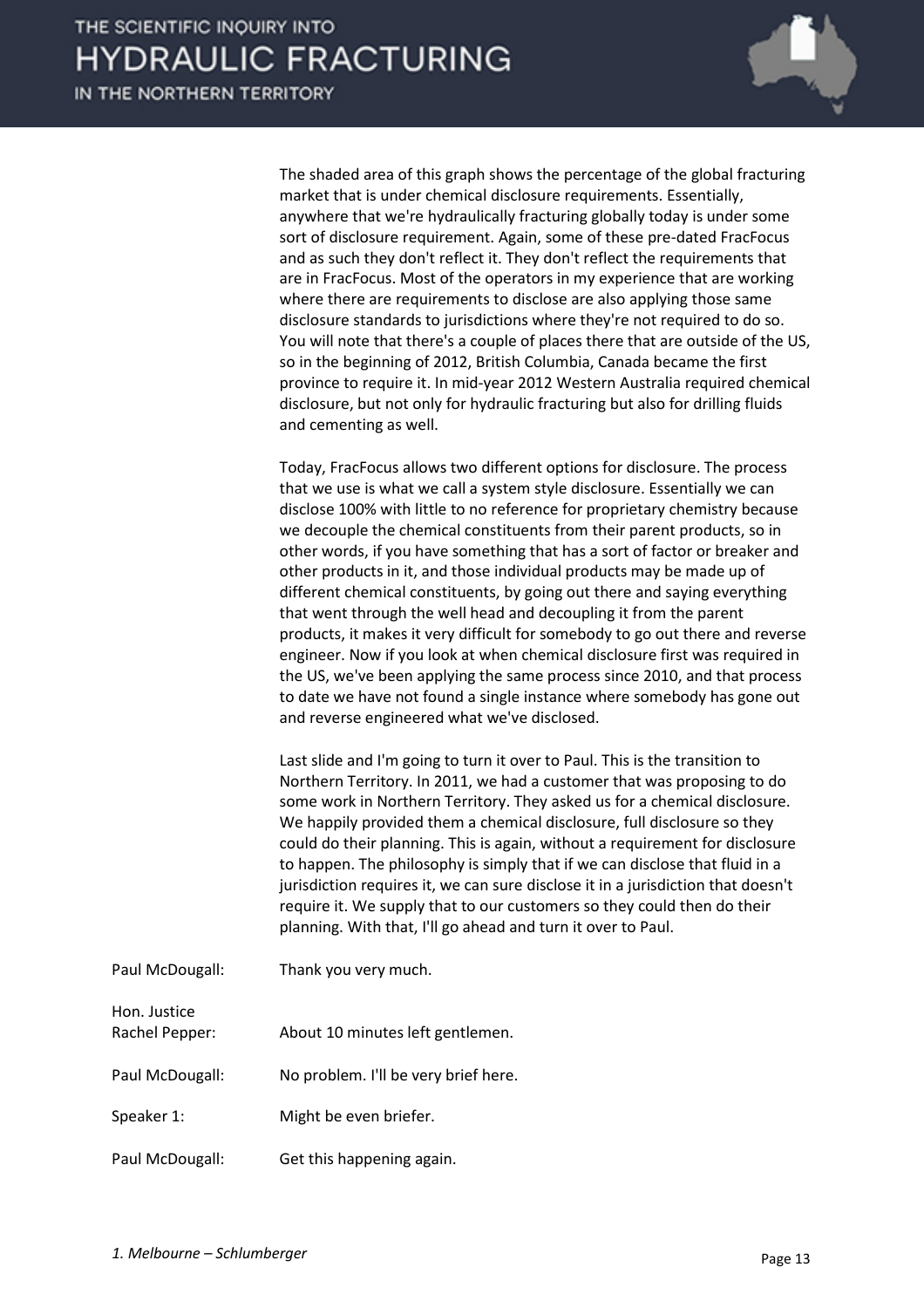The shaded area of this graph shows the percentage of the global fracturing market that is under chemical disclosure requirements. Essentially, anywhere that we're hydraulically fracturing globally today is under some sort of disclosure requirement. Again, some of these pre-dated FracFocus and as such they don't reflect it. They don't reflect the requirements that are in FracFocus. Most of the operators in my experience that are working where there are requirements to disclose are also applying those same disclosure standards to jurisdictions where they're not required to do so. You will note that there's a couple of places there that are outside of the US, so in the beginning of 2012, British Columbia, Canada became the first province to require it. In mid-year 2012 Western Australia required chemical disclosure, but not only for hydraulic fracturing but also for drilling fluids and cementing as well.

Today, FracFocus allows two different options for disclosure. The process that we use is what we call a system style disclosure. Essentially we can disclose 100% with little to no reference for proprietary chemistry because we decouple the chemical constituents from their parent products, so in other words, if you have something that has a sort of factor or breaker and other products in it, and those individual products may be made up of different chemical constituents, by going out there and saying everything that went through the well head and decoupling it from the parent products, it makes it very difficult for somebody to go out there and reverse engineer. Now if you look at when chemical disclosure first was required in the US, we've been applying the same process since 2010, and that process to date we have not found a single instance where somebody has gone out and reverse engineered what we've disclosed.

Last slide and I'm going to turn it over to Paul. This is the transition to Northern Territory. In 2011, we had a customer that was proposing to do some work in Northern Territory. They asked us for a chemical disclosure. We happily provided them a chemical disclosure, full disclosure so they could do their planning. This is again, without a requirement for disclosure to happen. The philosophy is simply that if we can disclose that fluid in a jurisdiction requires it, we can sure disclose it in a jurisdiction that doesn't require it. We supply that to our customers so they could then do their planning. With that, I'll go ahead and turn it over to Paul.

Paul McDougall: Thank you very much.

Hon. Justice Rachel Pepper: About 10 minutes left gentlemen.

Paul McDougall: No problem. I'll be very brief here.

Speaker 1: Might be even briefer.

Paul McDougall: Get this happening again.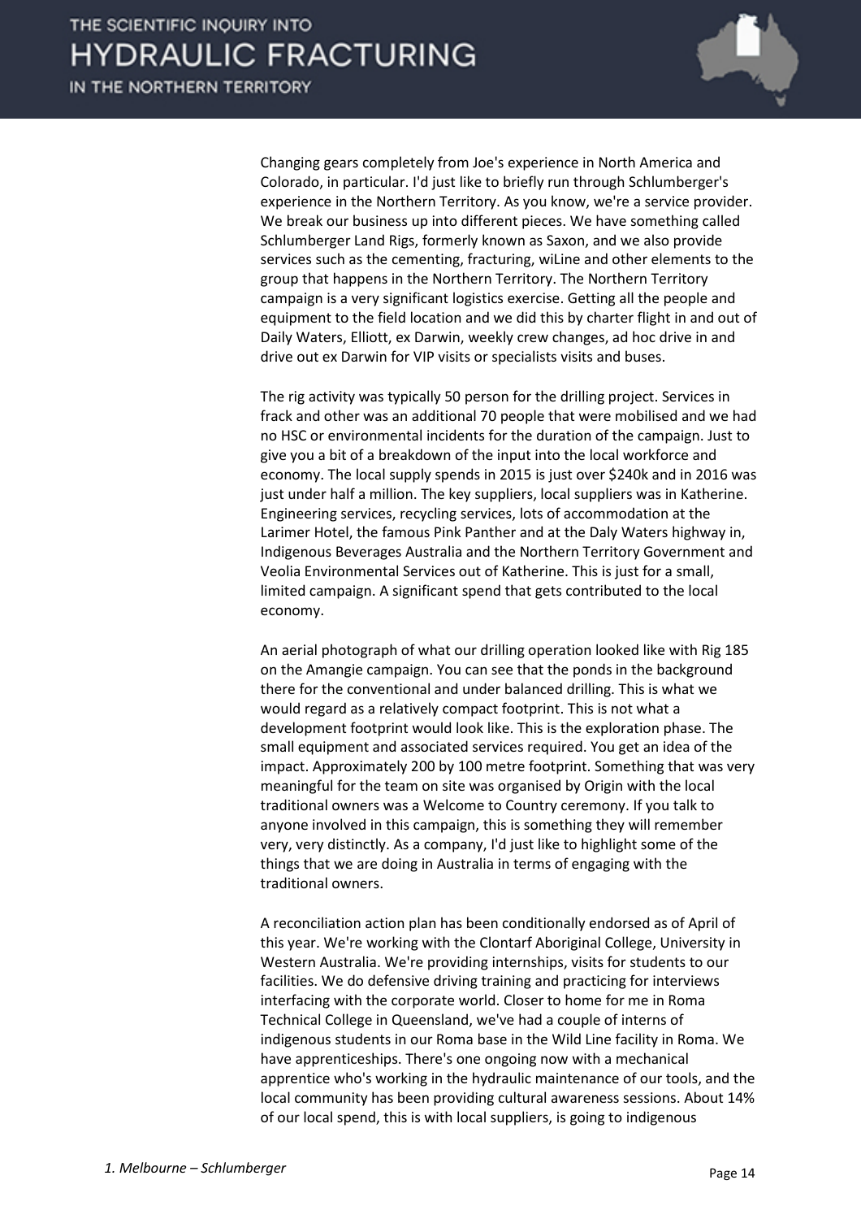Changing gears completely from Joe's experience in North America and Colorado, in particular. I'd just like to briefly run through Schlumberger's experience in the Northern Territory. As you know, we're a service provider. We break our business up into different pieces. We have something called Schlumberger Land Rigs, formerly known as Saxon, and we also provide services such as the cementing, fracturing, wiLine and other elements to the group that happens in the Northern Territory. The Northern Territory campaign is a very significant logistics exercise. Getting all the people and equipment to the field location and we did this by charter flight in and out of Daily Waters, Elliott, ex Darwin, weekly crew changes, ad hoc drive in and drive out ex Darwin for VIP visits or specialists visits and buses.

The rig activity was typically 50 person for the drilling project. Services in frack and other was an additional 70 people that were mobilised and we had no HSC or environmental incidents for the duration of the campaign. Just to give you a bit of a breakdown of the input into the local workforce and economy. The local supply spends in 2015 is just over $240k and in 2016 was just under half a million. The key suppliers, local suppliers was in Katherine. Engineering services, recycling services, lots of accommodation at the Larimer Hotel, the famous Pink Panther and at the Daly Waters highway in, Indigenous Beverages Australia and the Northern Territory Government and Veolia Environmental Services out of Katherine. This is just for a small, limited campaign. A significant spend that gets contributed to the local economy.

An aerial photograph of what our drilling operation looked like with Rig 185 on the Amangie campaign. You can see that the ponds in the background there for the conventional and under balanced drilling. This is what we would regard as a relatively compact footprint. This is not what a development footprint would look like. This is the exploration phase. The small equipment and associated services required. You get an idea of the impact. Approximately 200 by 100 metre footprint. Something that was very meaningful for the team on site was organised by Origin with the local traditional owners was a Welcome to Country ceremony. If you talk to anyone involved in this campaign, this is something they will remember very, very distinctly. As a company, I'd just like to highlight some of the things that we are doing in Australia in terms of engaging with the traditional owners.

A reconciliation action plan has been conditionally endorsed as of April of this year. We're working with the Clontarf Aboriginal College, University in Western Australia. We're providing internships, visits for students to our facilities. We do defensive driving training and practicing for interviews interfacing with the corporate world. Closer to home for me in Roma Technical College in Queensland, we've had a couple of interns of indigenous students in our Roma base in the Wild Line facility in Roma. We have apprenticeships. There's one ongoing now with a mechanical apprentice who's working in the hydraulic maintenance of our tools, and the local community has been providing cultural awareness sessions. About 14% of our local spend, this is with local suppliers, is going to indigenous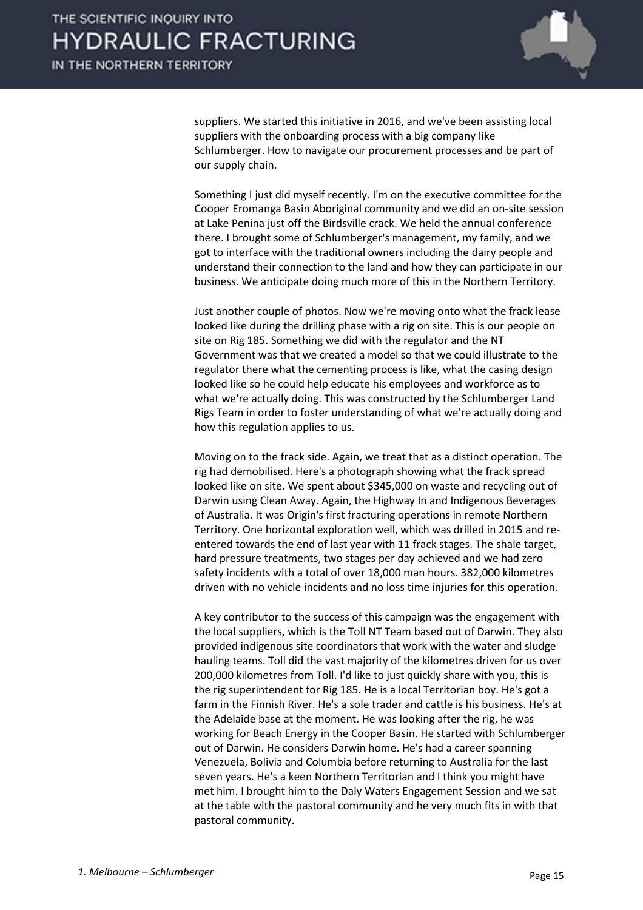suppliers. We started this initiative in 2016, and we've been assisting local suppliers with the onboarding process with a big company like Schlumberger. How to navigate our procurement processes and be part of our supply chain.

Something I just did myself recently. I'm on the executive committee for the Cooper Eromanga Basin Aboriginal community and we did an on-site session at Lake Penina just off the Birdsville crack. We held the annual conference there. I brought some of Schlumberger's management, my family, and we got to interface with the traditional owners including the dairy people and understand their connection to the land and how they can participate in our business. We anticipate doing much more of this in the Northern Territory.

Just another couple of photos. Now we're moving onto what the frack lease looked like during the drilling phase with a rig on site. This is our people on site on Rig 185. Something we did with the regulator and the NT Government was that we created a model so that we could illustrate to the regulator there what the cementing process is like, what the casing design looked like so he could help educate his employees and workforce as to what we're actually doing. This was constructed by the Schlumberger Land Rigs Team in order to foster understanding of what we're actually doing and how this regulation applies to us.

Moving on to the frack side. Again, we treat that as a distinct operation. The rig had demobilised. Here's a photograph showing what the frack spread looked like on site. We spent about $345,000 on waste and recycling out of Darwin using Clean Away. Again, the Highway In and Indigenous Beverages of Australia. It was Origin's first fracturing operations in remote Northern Territory. One horizontal exploration well, which was drilled in 2015 and re-entered towards the end of last year with 11 frack stages. The shale target, hard pressure treatments, two stages per day achieved and we had zero safety incidents with a total of over 18,000 man hours. 382,000 kilometres driven with no vehicle incidents and no loss time injuries for this operation.

A key contributor to the success of this campaign was the engagement with the local suppliers, which is the Toll NT Team based out of Darwin. They also provided indigenous site coordinators that work with the water and sludge hauling teams. Toll did the vast majority of the kilometres driven for us over 200,000 kilometres from Toll. I'd like to just quickly share with you, this is the rig superintendent for Rig 185. He is a local Territorian boy. He's got a farm in the Finnish River. He's a sole trader and cattle is his business. He's at the Adelaide base at the moment. He was looking after the rig, he was working for Beach Energy in the Cooper Basin. He started with Schlumberger out of Darwin. He considers Darwin home. He's had a career spanning Venezuela, Bolivia and Columbia before returning to Australia for the last seven years. He's a keen Northern Territorian and I think you might have met him. I brought him to the Daly Waters Engagement Session and we sat at the table with the pastoral community and he very much fits in with that pastoral community.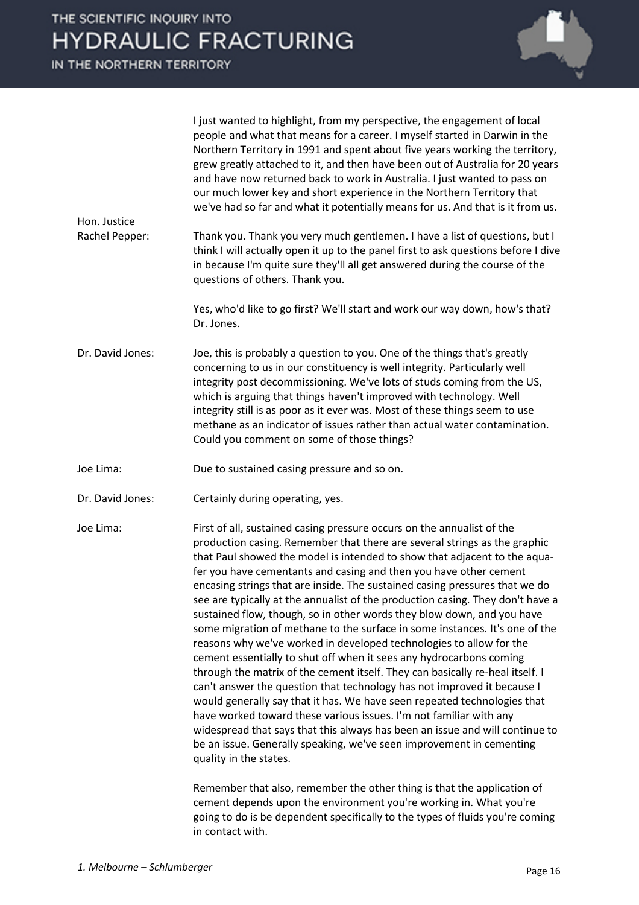I just wanted to highlight, from my perspective, the engagement of local people and what that means for a career. I myself started in Darwin in the Northern Territory in 1991 and spent about five years working the territory, grew greatly attached to it, and then have been out of Australia for 20 years and have now returned back to work in Australia. I just wanted to pass on our much lower key and short experience in the Northern Territory that we've had so far and what it potentially means for us. And that is it from us.

**Hon. Justice Rachel Pepper:** Thank you. Thank you very much gentlemen. I have a list of questions, but I think I will actually open it up to the panel first to ask questions before I dive in because I'm quite sure they'll all get answered during the course of the questions of others. Thank you.

Yes, who'd like to go first? We'll start and work our way down, how's that? Dr. Jones.

**Dr. David Jones:** Joe, this is probably a question to you. One of the things that's greatly concerning to us in our constituency is well integrity. Particularly well integrity post decommissioning. We've lots of studs coming from the US, which is arguing that things haven't improved with technology. Well integrity still is as poor as it ever was. Most of these things seem to use methane as an indicator of issues rather than actual water contamination. Could you comment on some of those things?

**Joe Lima:** Due to sustained casing pressure and so on.

**Dr. David Jones:** Certainly during operating, yes.

**Joe Lima:** First of all, sustained casing pressure occurs on the annualist of the production casing. Remember that there are several strings as the graphic that Paul showed the model is intended to show that adjacent to the aqua-fer you have cementants and casing and then you have other cement encasing strings that are inside. The sustained casing pressures that we do see are typically at the annualist of the production casing. They don't have a sustained flow, though, so in other words they blow down, and you have some migration of methane to the surface in some instances. It's one of the reasons why we've worked in developed technologies to allow for the cement essentially to shut off when it sees any hydrocarbons coming through the matrix of the cement itself. They can basically re-heal itself. I can't answer the question that technology has not improved it because I would generally say that it has. We have seen repeated technologies that have worked toward these various issues. I'm not familiar with any widespread that says that this always has been an issue and will continue to be an issue. Generally speaking, we've seen improvement in cementing quality in the states.

Remember that also, remember the other thing is that the application of cement depends upon the environment you're working in. What you're going to do is be dependent specifically to the types of fluids you're coming in contact with.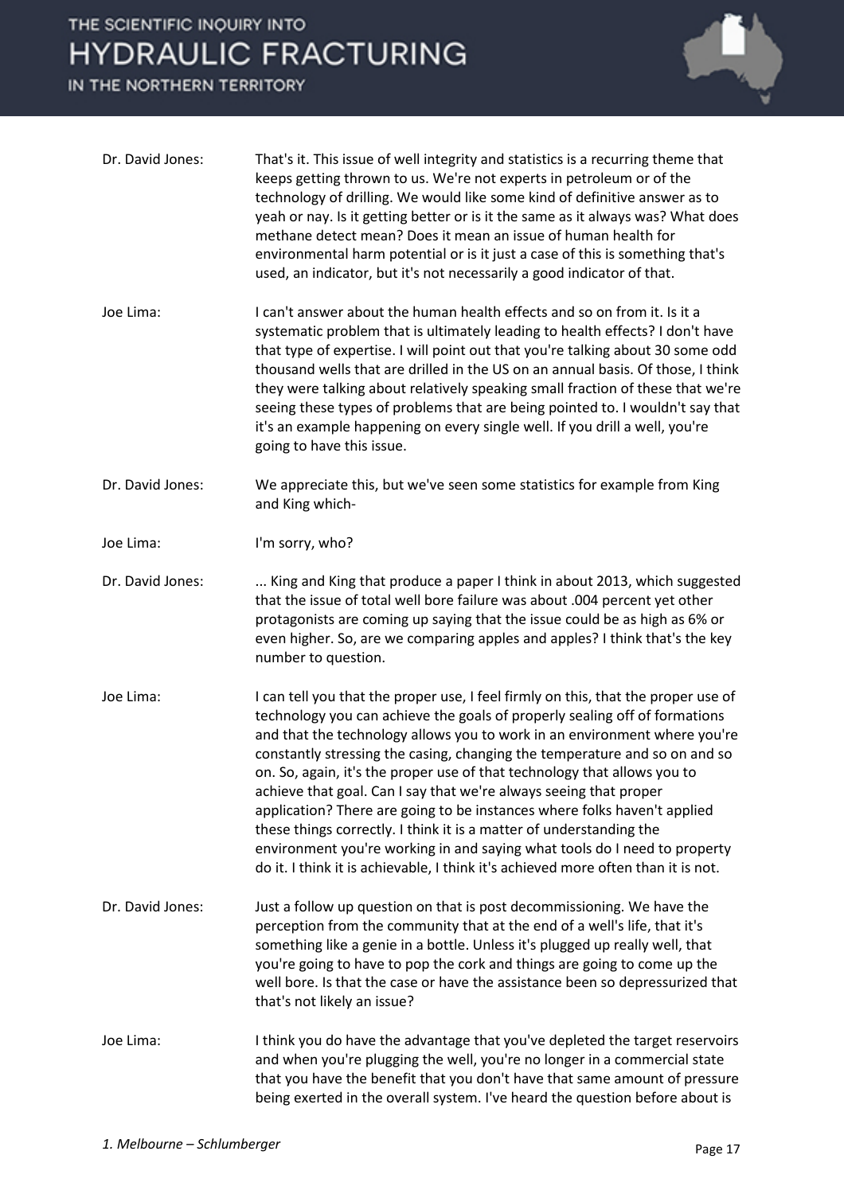Dr. David Jones: That's it. This issue of well integrity and statistics is a recurring theme that keeps getting thrown to us. We're not experts in petroleum or of the technology of drilling. We would like some kind of definitive answer as to yeah or nay. Is it getting better or is it the same as it always was? What does methane detect mean? Does it mean an issue of human health for environmental harm potential or is it just a case of this is something that's used, an indicator, but it's not necessarily a good indicator of that.

Joe Lima: I can't answer about the human health effects and so on from it. Is it a systematic problem that is ultimately leading to health effects? I don't have that type of expertise. I will point out that you're talking about 30 some odd thousand wells that are drilled in the US on an annual basis. Of those, I think they were talking about relatively speaking small fraction of these that we're seeing these types of problems that are being pointed to. I wouldn't say that it's an example happening on every single well. If you drill a well, you're going to have this issue.

Dr. David Jones: We appreciate this, but we've seen some statistics for example from King and King which-

Joe Lima: I'm sorry, who?

Dr. David Jones: ... King and King that produce a paper I think in about 2013, which suggested that the issue of total well bore failure was about .004 percent yet other protagonists are coming up saying that the issue could be as high as 6% or even higher. So, are we comparing apples and apples? I think that's the key number to question.

Joe Lima: I can tell you that the proper use, I feel firmly on this, that the proper use of technology you can achieve the goals of properly sealing off of formations and that the technology allows you to work in an environment where you're constantly stressing the casing, changing the temperature and so on and so on. So, again, it's the proper use of that technology that allows you to achieve that goal. Can I say that we're always seeing that proper application? There are going to be instances where folks haven't applied these things correctly. I think it is a matter of understanding the environment you're working in and saying what tools do I need to property do it. I think it is achievable, I think it's achieved more often than it is not.

Dr. David Jones: Just a follow up question on that is post decommissioning. We have the perception from the community that at the end of a well's life, that it's something like a genie in a bottle. Unless it's plugged up really well, that you're going to have to pop the cork and things are going to come up the well bore. Is that the case or have the assistance been so depressurized that that's not likely an issue?

Joe Lima: I think you do have the advantage that you've depleted the target reservoirs and when you're plugging the well, you're no longer in a commercial state that you have the benefit that you don't have that same amount of pressure being exerted in the overall system. I've heard the question before about is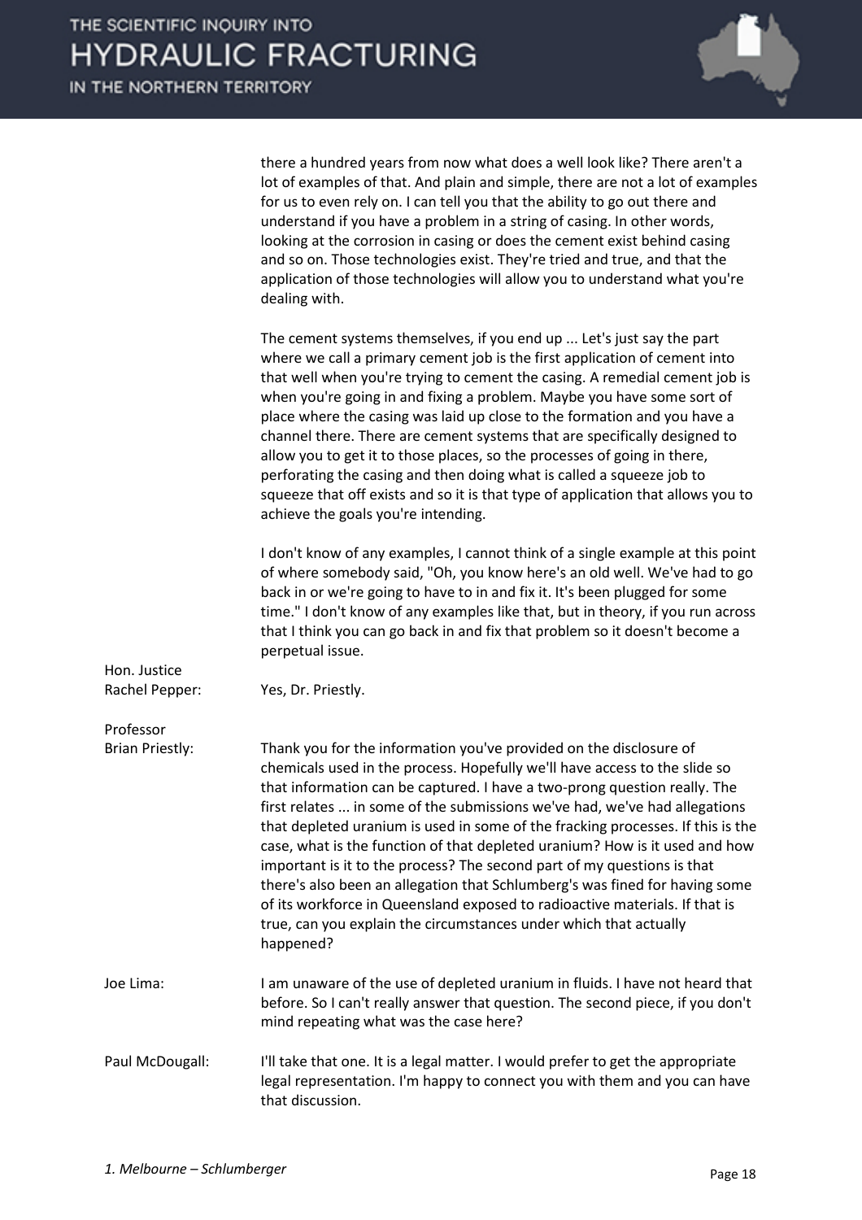there a hundred years from now what does a well look like? There aren't a lot of examples of that. And plain and simple, there are not a lot of examples for us to even rely on. I can tell you that the ability to go out there and understand if you have a problem in a string of casing. In other words, looking at the corrosion in casing or does the cement exist behind casing and so on. Those technologies exist. They're tried and true, and that the application of those technologies will allow you to understand what you're dealing with.

The cement systems themselves, if you end up ... Let's just say the part where we call a primary cement job is the first application of cement into that well when you're trying to cement the casing. A remedial cement job is when you're going in and fixing a problem. Maybe you have some sort of place where the casing was laid up close to the formation and you have a channel there. There are cement systems that are specifically designed to allow you to get it to those places, so the processes of going in there, perforating the casing and then doing what is called a squeeze job to squeeze that off exists and so it is that type of application that allows you to achieve the goals you're intending.

I don't know of any examples, I cannot think of a single example at this point of where somebody said, "Oh, you know here's an old well. We've had to go back in or we're going to have to in and fix it. It's been plugged for some time." I don't know of any examples like that, but in theory, if you run across that I think you can go back in and fix that problem so it doesn't become a perpetual issue.

**Hon. Justice Rachel Pepper:** Yes, Dr. Priestly.

**Professor Brian Priestly:** Thank you for the information you've provided on the disclosure of chemicals used in the process. Hopefully we'll have access to the slide so that information can be captured. I have a two-prong question really. The first relates ... in some of the submissions we've had, we've had allegations that depleted uranium is used in some of the fracking processes. If this is the case, what is the function of that depleted uranium? How is it used and how important is it to the process? The second part of my questions is that there's also been an allegation that Schlumberg's was fined for having some of its workforce in Queensland exposed to radioactive materials. If that is true, can you explain the circumstances under which that actually happened?

**Joe Lima:** I am unaware of the use of depleted uranium in fluids. I have not heard that before. So I can't really answer that question. The second piece, if you don't mind repeating what was the case here?

**Paul McDougall:** I'll take that one. It is a legal matter. I would prefer to get the appropriate legal representation. I'm happy to connect you with them and you can have that discussion.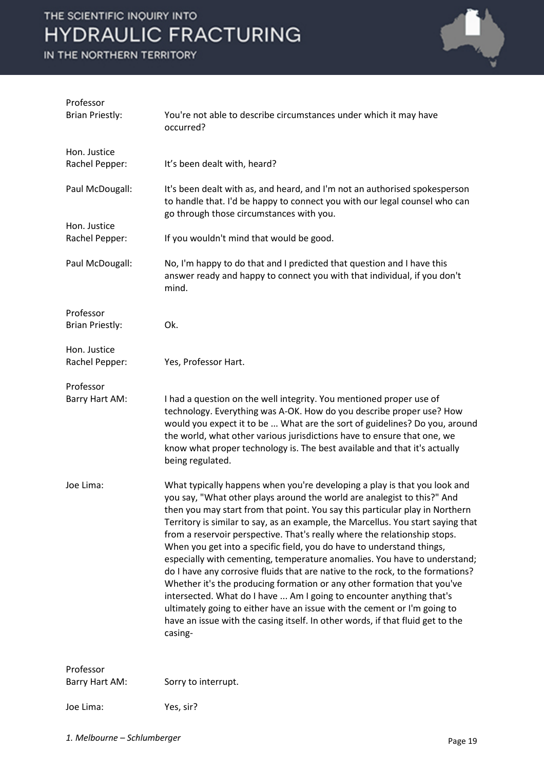**Professor Brian Priestly:** You're not able to describe circumstances under which it may have occurred?

**Hon. Justice Rachel Pepper:** It’s been dealt with, heard?

**Paul McDougall:** It's been dealt with as, and heard, and I'm not an authorised spokesperson to handle that. I'd be happy to connect you with our legal counsel who can go through those circumstances with you.

**Hon. Justice Rachel Pepper:** If you wouldn't mind that would be good.

**Paul McDougall:** No, I'm happy to do that and I predicted that question and I have this answer ready and happy to connect you with that individual, if you don't mind.

**Professor Brian Priestly:** Ok.

**Hon. Justice Rachel Pepper:** Yes, Professor Hart.

**Professor Barry Hart AM:** I had a question on the well integrity. You mentioned proper use of technology. Everything was A-OK. How do you describe proper use? How would you expect it to be ... What are the sort of guidelines? Do you, around the world, what other various jurisdictions have to ensure that one, we know what proper technology is. The best available and that it's actually being regulated.

**Joe Lima:** What typically happens when you're developing a play is that you look and you say, "What other plays around the world are analegist to this?" And then you may start from that point. You say this particular play in Northern Territory is similar to say, as an example, the Marcellus. You start saying that from a reservoir perspective. That's really where the relationship stops. When you get into a specific field, you do have to understand things, especially with cementing, temperature anomalies. You have to understand; do I have any corrosive fluids that are native to the rock, to the formations? Whether it's the producing formation or any other formation that you've intersected. What do I have ... Am I going to encounter anything that's ultimately going to either have an issue with the cement or I'm going to have an issue with the casing itself. In other words, if that fluid get to the casing-

**Professor Barry Hart AM:** Sorry to interrupt.

**Joe Lima:** Yes, sir?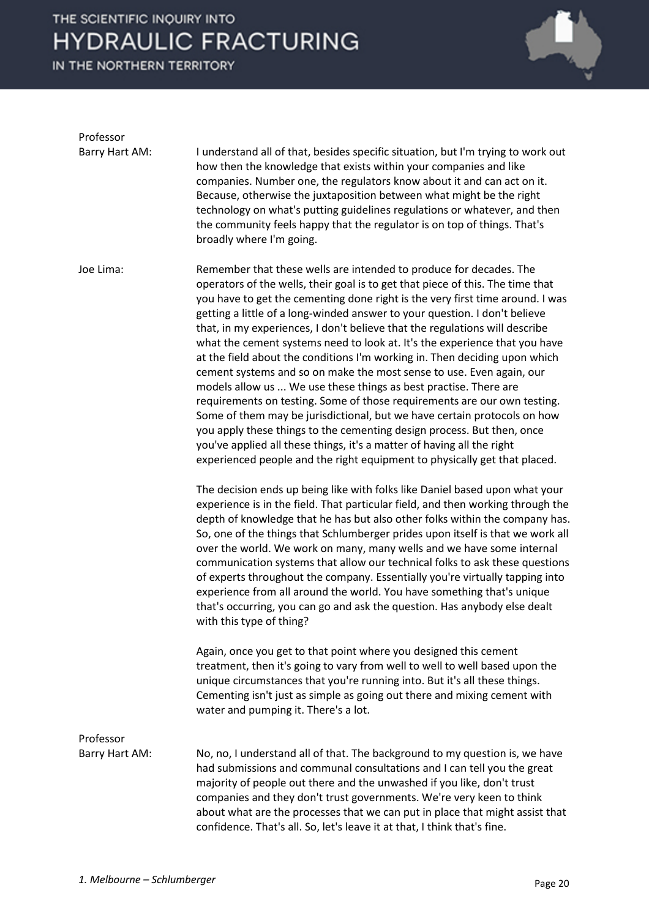**Professor Barry Hart AM:** I understand all of that, besides specific situation, but I'm trying to work out how then the knowledge that exists within your companies and like companies. Number one, the regulators know about it and can act on it. Because, otherwise the juxtaposition between what might be the right technology on what's putting guidelines regulations or whatever, and then the community feels happy that the regulator is on top of things. That's broadly where I'm going.

**Joe Lima:** Remember that these wells are intended to produce for decades. The operators of the wells, their goal is to get that piece of this. The time that you have to get the cementing done right is the very first time around. I was getting a little of a long-winded answer to your question. I don't believe that, in my experiences, I don't believe that the regulations will describe what the cement systems need to look at. It's the experience that you have at the field about the conditions I'm working in. Then deciding upon which cement systems and so on make the most sense to use. Even again, our models allow us ... We use these things as best practise. There are requirements on testing. Some of those requirements are our own testing. Some of them may be jurisdictional, but we have certain protocols on how you apply these things to the cementing design process. But then, once you've applied all these things, it's a matter of having all the right experienced people and the right equipment to physically get that placed.

The decision ends up being like with folks like Daniel based upon what your experience is in the field. That particular field, and then working through the depth of knowledge that he has but also other folks within the company has. So, one of the things that Schlumberger prides upon itself is that we work all over the world. We work on many, many wells and we have some internal communication systems that allow our technical folks to ask these questions of experts throughout the company. Essentially you're virtually tapping into experience from all around the world. You have something that's unique that's occurring, you can go and ask the question. Has anybody else dealt with this type of thing?

Again, once you get to that point where you designed this cement treatment, then it's going to vary from well to well to well based upon the unique circumstances that you're running into. But it's all these things. Cementing isn't just as simple as going out there and mixing cement with water and pumping it. There's a lot.

**Professor Barry Hart AM:** No, no, I understand all of that. The background to my question is, we have had submissions and communal consultations and I can tell you the great majority of people out there and the unwashed if you like, don't trust companies and they don't trust governments. We're very keen to think about what are the processes that we can put in place that might assist that confidence. That's all. So, let's leave it at that, I think that's fine.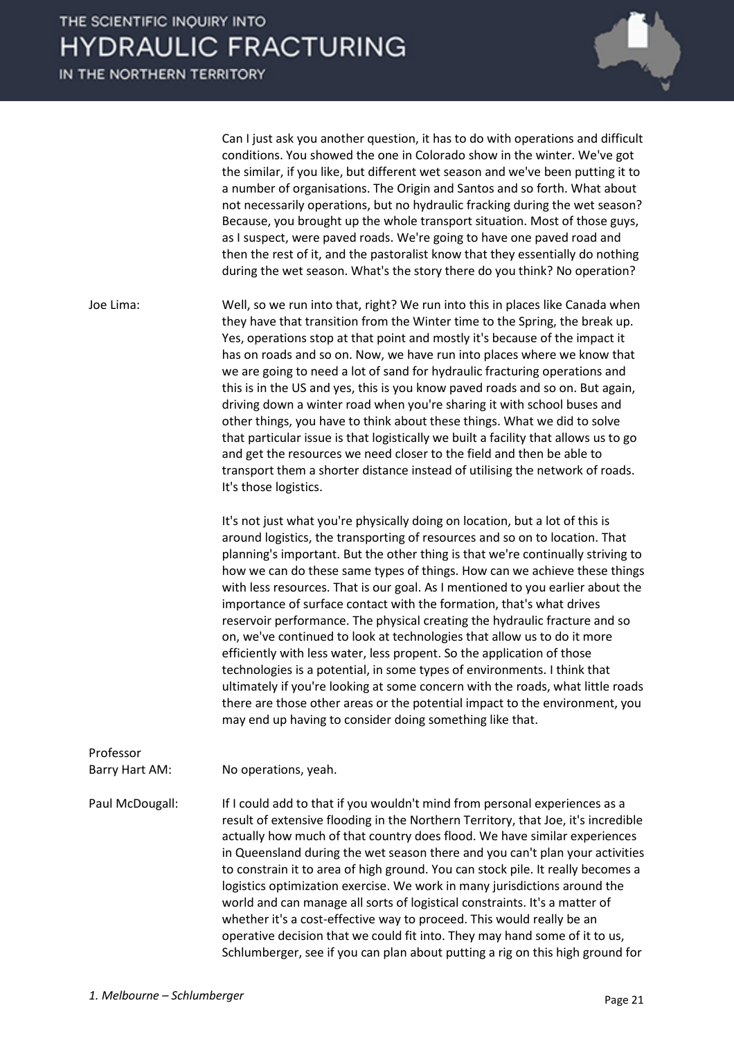Can I just ask you another question, it has to do with operations and difficult conditions. You showed the one in Colorado show in the winter. We've got the similar, if you like, but different wet season and we've been putting it to a number of organisations. The Origin and Santos and so forth. What about not necessarily operations, but no hydraulic fracking during the wet season? Because, you brought up the whole transport situation. Most of those guys, as I suspect, were paved roads. We're going to have one paved road and then the rest of it, and the pastoralist know that they essentially do nothing during the wet season. What's the story there do you think? No operation?

**Joe Lima:** Well, so we run into that, right? We run into this in places like Canada when they have that transition from the Winter time to the Spring, the break up. Yes, operations stop at that point and mostly it's because of the impact it has on roads and so on. Now, we have run into places where we know that we are going to need a lot of sand for hydraulic fracturing operations and this is in the US and yes, this is you know paved roads and so on. But again, driving down a winter road when you're sharing it with school buses and other things, you have to think about these things. What we did to solve that particular issue is that logistically we built a facility that allows us to go and get the resources we need closer to the field and then be able to transport them a shorter distance instead of utilising the network of roads. It's those logistics.

It's not just what you're physically doing on location, but a lot of this is around logistics, the transporting of resources and so on to location. That planning's important. But the other thing is that we're continually striving to how we can do these same types of things. How can we achieve these things with less resources. That is our goal. As I mentioned to you earlier about the importance of surface contact with the formation, that's what drives reservoir performance. The physical creating the hydraulic fracture and so on, we've continued to look at technologies that allow us to do it more efficiently with less water, less propent. So the application of those technologies is a potential, in some types of environments. I think that ultimately if you're looking at some concern with the roads, what little roads there are those other areas or the potential impact to the environment, you may end up having to consider doing something like that.

**Professor Barry Hart AM:** No operations, yeah.

**Paul McDougall:** If I could add to that if you wouldn't mind from personal experiences as a result of extensive flooding in the Northern Territory, that Joe, it's incredible actually how much of that country does flood. We have similar experiences in Queensland during the wet season there and you can't plan your activities to constrain it to area of high ground. You can stock pile. It really becomes a logistics optimization exercise. We work in many jurisdictions around the world and can manage all sorts of logistical constraints. It's a matter of whether it's a cost-effective way to proceed. This would really be an operative decision that we could fit into. They may hand some of it to us, Schlumberger, see if you can plan about putting a rig on this high ground for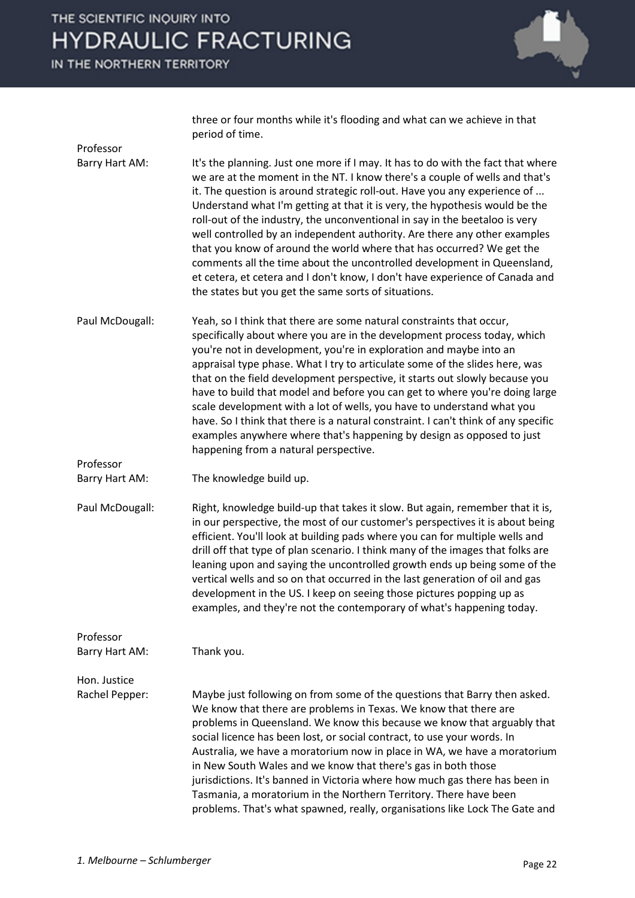three or four months while it's flooding and what can we achieve in that period of time.

**Professor Barry Hart AM:** It's the planning. Just one more if I may. It has to do with the fact that where we are at the moment in the NT. I know there's a couple of wells and that's it. The question is around strategic roll-out. Have you any experience of ... Understand what I'm getting at that it is very, the hypothesis would be the roll-out of the industry, the unconventional in say in the beetaloo is very well controlled by an independent authority. Are there any other examples that you know of around the world where that has occurred? We get the comments all the time about the uncontrolled development in Queensland, et cetera, et cetera and I don't know, I don't have experience of Canada and the states but you get the same sorts of situations.

**Paul McDougall:** Yeah, so I think that there are some natural constraints that occur, specifically about where you are in the development process today, which you're not in development, you're in exploration and maybe into an appraisal type phase. What I try to articulate some of the slides here, was that on the field development perspective, it starts out slowly because you have to build that model and before you can get to where you're doing large scale development with a lot of wells, you have to understand what you have. So I think that there is a natural constraint. I can't think of any specific examples anywhere where that's happening by design as opposed to just happening from a natural perspective.

**Professor Barry Hart AM:** The knowledge build up.

**Paul McDougall:** Right, knowledge build-up that takes it slow. But again, remember that it is, in our perspective, the most of our customer's perspectives it is about being efficient. You'll look at building pads where you can for multiple wells and drill off that type of plan scenario. I think many of the images that folks are leaning upon and saying the uncontrolled growth ends up being some of the vertical wells and so on that occurred in the last generation of oil and gas development in the US. I keep on seeing those pictures popping up as examples, and they're not the contemporary of what's happening today.

**Professor Barry Hart AM:** Thank you.

**Hon. Justice Rachel Pepper:** Maybe just following on from some of the questions that Barry then asked. We know that there are problems in Texas. We know that there are problems in Queensland. We know this because we know that arguably that social licence has been lost, or social contract, to use your words. In Australia, we have a moratorium now in place in WA, we have a moratorium in New South Wales and we know that there's gas in both those jurisdictions. It's banned in Victoria where how much gas there has been in Tasmania, a moratorium in the Northern Territory. There have been problems. That's what spawned, really, organisations like Lock The Gate and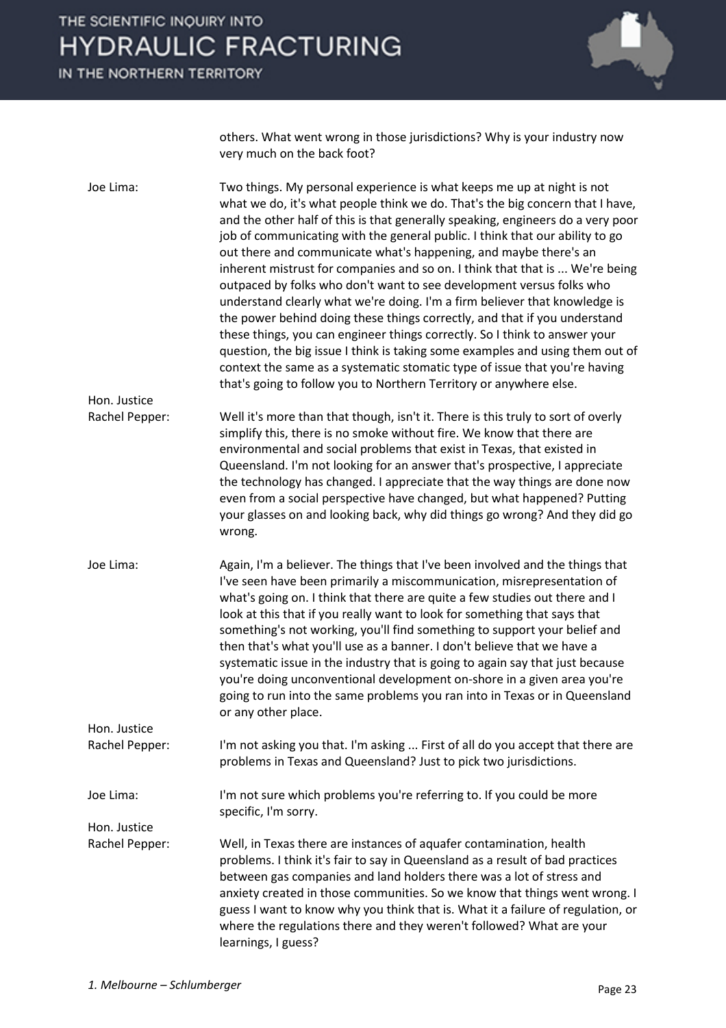others. What went wrong in those jurisdictions? Why is your industry now very much on the back foot?

**Joe Lima:** Two things. My personal experience is what keeps me up at night is not what we do, it's what people think we do. That's the big concern that I have, and the other half of this is that generally speaking, engineers do a very poor job of communicating with the general public. I think that our ability to go out there and communicate what's happening, and maybe there's an inherent mistrust for companies and so on. I think that that is ... We're being outpaced by folks who don't want to see development versus folks who understand clearly what we're doing. I'm a firm believer that knowledge is the power behind doing these things correctly, and that if you understand these things, you can engineer things correctly. So I think to answer your question, the big issue I think is taking some examples and using them out of context the same as a systematic stomatic type of issue that you're having that's going to follow you to Northern Territory or anywhere else.

**Hon. Justice Rachel Pepper:** Well it's more than that though, isn't it. There is this truly to sort of overly simplify this, there is no smoke without fire. We know that there are environmental and social problems that exist in Texas, that existed in Queensland. I'm not looking for an answer that's prospective, I appreciate the technology has changed. I appreciate that the way things are done now even from a social perspective have changed, but what happened? Putting your glasses on and looking back, why did things go wrong? And they did go wrong.

**Joe Lima:** Again, I'm a believer. The things that I've been involved and the things that I've seen have been primarily a miscommunication, misrepresentation of what's going on. I think that there are quite a few studies out there and I look at this that if you really want to look for something that says that something's not working, you'll find something to support your belief and then that's what you'll use as a banner. I don't believe that we have a systematic issue in the industry that is going to again say that just because you're doing unconventional development on-shore in a given area you're going to run into the same problems you ran into in Texas or in Queensland or any other place.

**Hon. Justice Rachel Pepper:** I'm not asking you that. I'm asking ... First of all do you accept that there are problems in Texas and Queensland? Just to pick two jurisdictions.

**Joe Lima:** I'm not sure which problems you're referring to. If you could be more specific, I'm sorry.

**Hon. Justice Rachel Pepper:** Well, in Texas there are instances of aquafer contamination, health problems. I think it's fair to say in Queensland as a result of bad practices between gas companies and land holders there was a lot of stress and anxiety created in those communities. So we know that things went wrong. I guess I want to know why you think that is. What it a failure of regulation, or where the regulations there and they weren't followed? What are your learnings, I guess?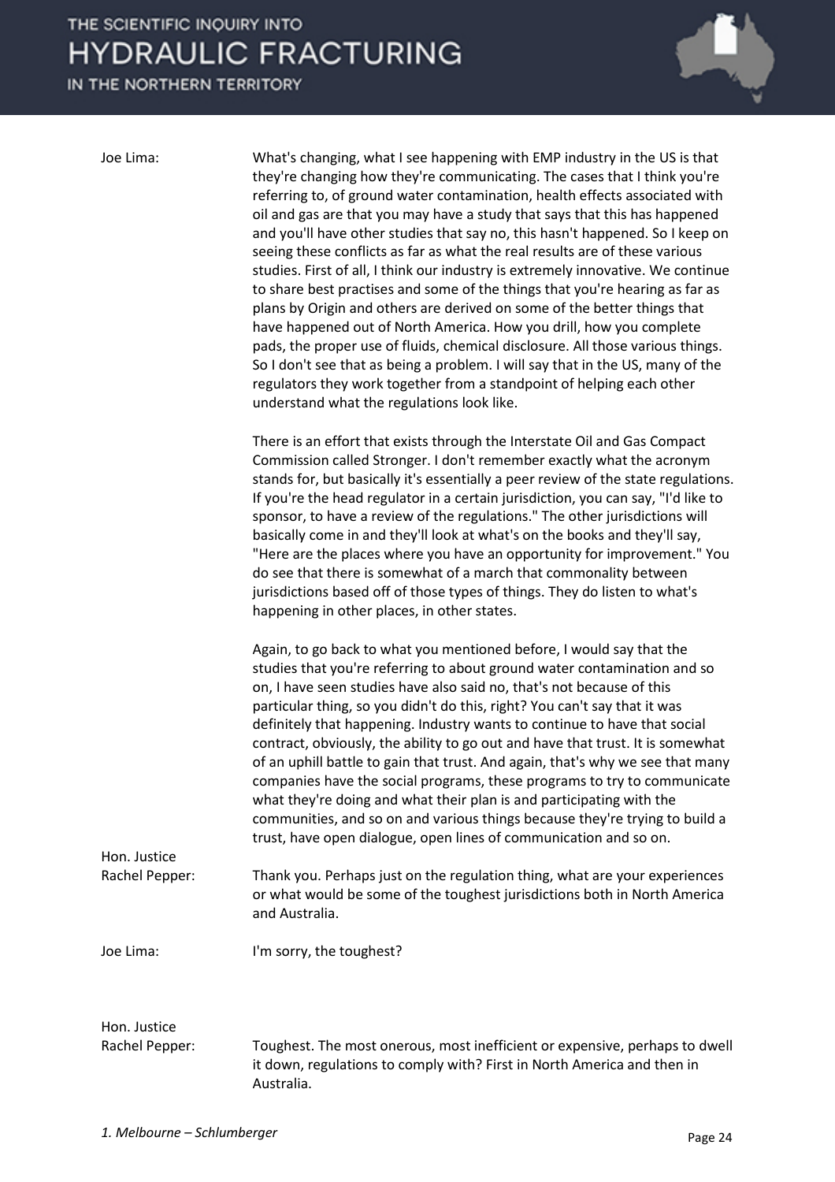Joe Lima: What's changing, what I see happening with EMP industry in the US is that they're changing how they're communicating. The cases that I think you're referring to, of ground water contamination, health effects associated with oil and gas are that you may have a study that says that this has happened and you'll have other studies that say no, this hasn't happened. So I keep on seeing these conflicts as far as what the real results are of these various studies. First of all, I think our industry is extremely innovative. We continue to share best practises and some of the things that you're hearing as far as plans by Origin and others are derived on some of the better things that have happened out of North America. How you drill, how you complete pads, the proper use of fluids, chemical disclosure. All those various things. So I don't see that as being a problem. I will say that in the US, many of the regulators they work together from a standpoint of helping each other understand what the regulations look like.

There is an effort that exists through the Interstate Oil and Gas Compact Commission called Stronger. I don't remember exactly what the acronym stands for, but basically it's essentially a peer review of the state regulations. If you're the head regulator in a certain jurisdiction, you can say, "I'd like to sponsor, to have a review of the regulations." The other jurisdictions will basically come in and they'll look at what's on the books and they'll say, "Here are the places where you have an opportunity for improvement." You do see that there is somewhat of a march that commonality between jurisdictions based off of those types of things. They do listen to what's happening in other places, in other states.

Again, to go back to what you mentioned before, I would say that the studies that you're referring to about ground water contamination and so on, I have seen studies have also said no, that's not because of this particular thing, so you didn't do this, right? You can't say that it was definitely that happening. Industry wants to continue to have that social contract, obviously, the ability to go out and have that trust. It is somewhat of an uphill battle to gain that trust. And again, that's why we see that many companies have the social programs, these programs to try to communicate what they're doing and what their plan is and participating with the communities, and so on and various things because they're trying to build a trust, have open dialogue, open lines of communication and so on.

Hon. Justice Rachel Pepper: Thank you. Perhaps just on the regulation thing, what are your experiences or what would be some of the toughest jurisdictions both in North America and Australia.

Joe Lima: I'm sorry, the toughest?

Hon. Justice Rachel Pepper: Toughest. The most onerous, most inefficient or expensive, perhaps to dwell it down, regulations to comply with? First in North America and then in Australia.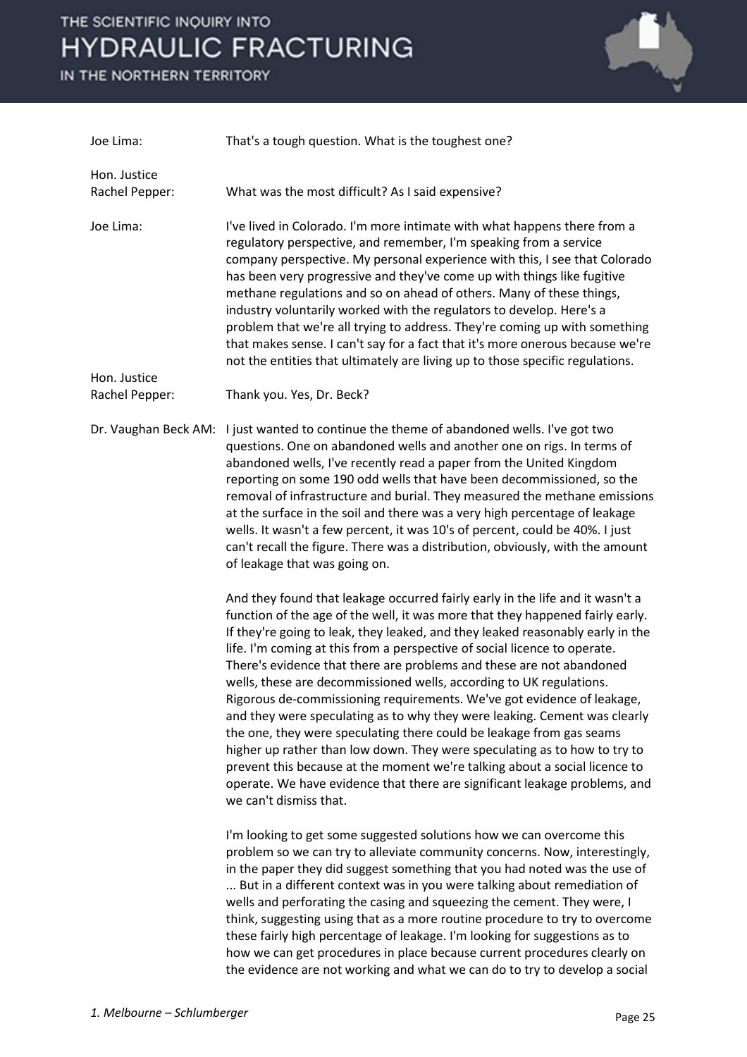**Joe Lima:** That's a tough question. What is the toughest one?

**Hon. Justice Rachel Pepper:** What was the most difficult? As I said expensive?

**Joe Lima:** I've lived in Colorado. I'm more intimate with what happens there from a regulatory perspective, and remember, I'm speaking from a service company perspective. My personal experience with this, I see that Colorado has been very progressive and they've come up with things like fugitive methane regulations and so on ahead of others. Many of these things, industry voluntarily worked with the regulators to develop. Here's a problem that we're all trying to address. They're coming up with something that makes sense. I can't say for a fact that it's more onerous because we're not the entities that ultimately are living up to those specific regulations.

**Hon. Justice Rachel Pepper:** Thank you. Yes, Dr. Beck?

**Dr. Vaughan Beck AM:** I just wanted to continue the theme of abandoned wells. I've got two questions. One on abandoned wells and another one on rigs. In terms of abandoned wells, I've recently read a paper from the United Kingdom reporting on some 190 odd wells that have been decommissioned, so the removal of infrastructure and burial. They measured the methane emissions at the surface in the soil and there was a very high percentage of leakage wells. It wasn't a few percent, it was 10's of percent, could be 40%. I just can't recall the figure. There was a distribution, obviously, with the amount of leakage that was going on.

And they found that leakage occurred fairly early in the life and it wasn't a function of the age of the well, it was more that they happened fairly early. If they're going to leak, they leaked, and they leaked reasonably early in the life. I'm coming at this from a perspective of social licence to operate. There's evidence that there are problems and these are not abandoned wells, these are decommissioned wells, according to UK regulations. Rigorous de-commissioning requirements. We've got evidence of leakage, and they were speculating as to why they were leaking. Cement was clearly the one, they were speculating there could be leakage from gas seams higher up rather than low down. They were speculating as to how to try to prevent this because at the moment we're talking about a social licence to operate. We have evidence that there are significant leakage problems, and we can't dismiss that.

I'm looking to get some suggested solutions how we can overcome this problem so we can try to alleviate community concerns. Now, interestingly, in the paper they did suggest something that you had noted was the use of ... But in a different context was in you were talking about remediation of wells and perforating the casing and squeezing the cement. They were, I think, suggesting using that as a more routine procedure to try to overcome these fairly high percentage of leakage. I'm looking for suggestions as to how we can get procedures in place because current procedures clearly on the evidence are not working and what we can do to try to develop a social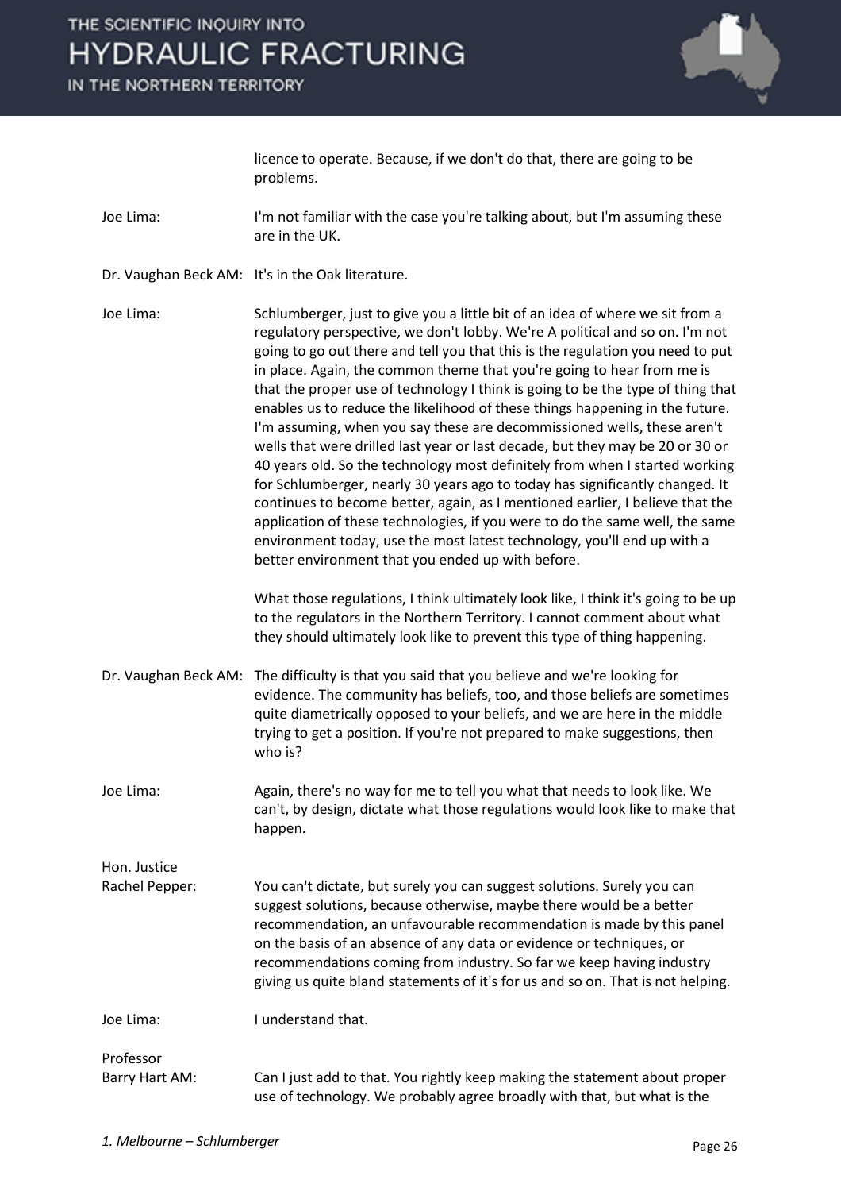licence to operate. Because, if we don't do that, there are going to be problems.

Joe Lima: I'm not familiar with the case you're talking about, but I'm assuming these are in the UK.

Dr. Vaughan Beck AM: It's in the Oak literature.

Joe Lima: Schlumberger, just to give you a little bit of an idea of where we sit from a regulatory perspective, we don't lobby. We're A political and so on. I'm not going to go out there and tell you that this is the regulation you need to put in place. Again, the common theme that you're going to hear from me is that the proper use of technology I think is going to be the type of thing that enables us to reduce the likelihood of these things happening in the future. I'm assuming, when you say these are decommissioned wells, these aren't wells that were drilled last year or last decade, but they may be 20 or 30 or 40 years old. So the technology most definitely from when I started working for Schlumberger, nearly 30 years ago to today has significantly changed. It continues to become better, again, as I mentioned earlier, I believe that the application of these technologies, if you were to do the same well, the same environment today, use the most latest technology, you'll end up with a better environment that you ended up with before.

What those regulations, I think ultimately look like, I think it's going to be up to the regulators in the Northern Territory. I cannot comment about what they should ultimately look like to prevent this type of thing happening.

Dr. Vaughan Beck AM: The difficulty is that you said that you believe and we're looking for evidence. The community has beliefs, too, and those beliefs are sometimes quite diametrically opposed to your beliefs, and we are here in the middle trying to get a position. If you're not prepared to make suggestions, then who is?

Joe Lima: Again, there's no way for me to tell you what that needs to look like. We can't, by design, dictate what those regulations would look like to make that happen.

Hon. Justice Rachel Pepper: You can't dictate, but surely you can suggest solutions. Surely you can suggest solutions, because otherwise, maybe there would be a better recommendation, an unfavourable recommendation is made by this panel on the basis of an absence of any data or evidence or techniques, or recommendations coming from industry. So far we keep having industry giving us quite bland statements of it's for us and so on. That is not helping.

Joe Lima: I understand that.

Professor Barry Hart AM: Can I just add to that. You rightly keep making the statement about proper use of technology. We probably agree broadly with that, but what is the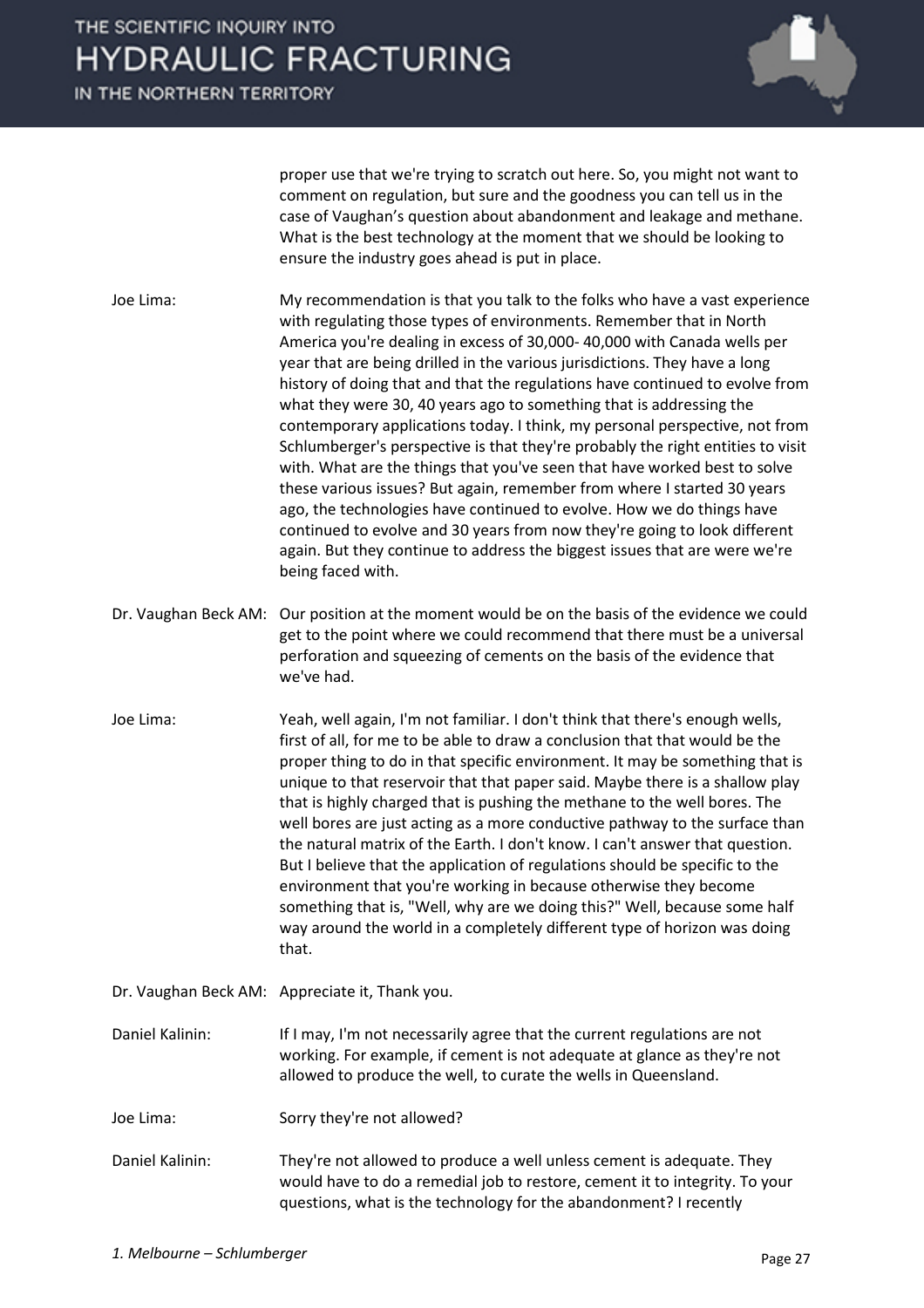proper use that we're trying to scratch out here. So, you might not want to comment on regulation, but sure and the goodness you can tell us in the case of Vaughan's question about abandonment and leakage and methane. What is the best technology at the moment that we should be looking to ensure the industry goes ahead is put in place.

**Joe Lima:** My recommendation is that you talk to the folks who have a vast experience with regulating those types of environments. Remember that in North America you're dealing in excess of 30,000- 40,000 with Canada wells per year that are being drilled in the various jurisdictions. They have a long history of doing that and that the regulations have continued to evolve from what they were 30, 40 years ago to something that is addressing the contemporary applications today. I think, my personal perspective, not from Schlumberger's perspective is that they're probably the right entities to visit with. What are the things that you've seen that have worked best to solve these various issues? But again, remember from where I started 30 years ago, the technologies have continued to evolve. How we do things have continued to evolve and 30 years from now they're going to look different again. But they continue to address the biggest issues that are were we're being faced with.

**Dr. Vaughan Beck AM:** Our position at the moment would be on the basis of the evidence we could get to the point where we could recommend that there must be a universal perforation and squeezing of cements on the basis of the evidence that we've had.

**Joe Lima:** Yeah, well again, I'm not familiar. I don't think that there's enough wells, first of all, for me to be able to draw a conclusion that that would be the proper thing to do in that specific environment. It may be something that is unique to that reservoir that that paper said. Maybe there is a shallow play that is highly charged that is pushing the methane to the well bores. The well bores are just acting as a more conductive pathway to the surface than the natural matrix of the Earth. I don't know. I can't answer that question. But I believe that the application of regulations should be specific to the environment that you're working in because otherwise they become something that is, "Well, why are we doing this?" Well, because some half way around the world in a completely different type of horizon was doing that.

**Dr. Vaughan Beck AM:** Appreciate it, Thank you.

**Daniel Kalinin:** If I may, I'm not necessarily agree that the current regulations are not working. For example, if cement is not adequate at glance as they're not allowed to produce the well, to curate the wells in Queensland.

**Joe Lima:** Sorry they're not allowed?

**Daniel Kalinin:** They're not allowed to produce a well unless cement is adequate. They would have to do a remedial job to restore, cement it to integrity. To your questions, what is the technology for the abandonment? I recently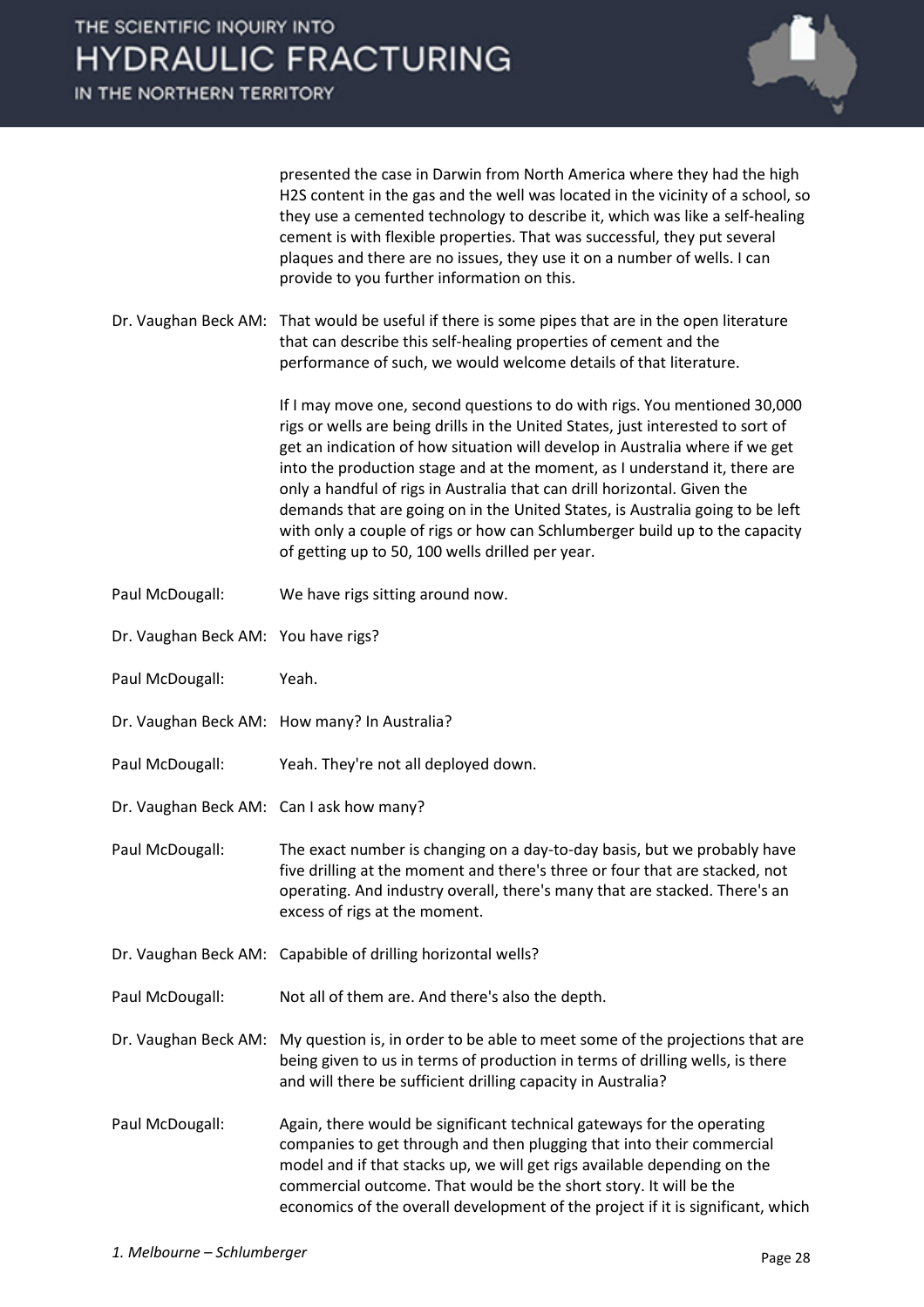presented the case in Darwin from North America where they had the high $H_2S$ content in the gas and the well was located in the vicinity of a school, so they use a cemented technology to describe it, which was like a self-healing cement is with flexible properties. That was successful, they put several plaques and there are no issues, they use it on a number of wells. I can provide to you further information on this.

Dr. Vaughan Beck AM: That would be useful if there is some pipes that are in the open literature that can describe this self-healing properties of cement and the performance of such, we would welcome details of that literature.

If I may move one, second questions to do with rigs. You mentioned 30,000 rigs or wells are being drills in the United States, just interested to sort of get an indication of how situation will develop in Australia where if we get into the production stage and at the moment, as I understand it, there are only a handful of rigs in Australia that can drill horizontal. Given the demands that are going on in the United States, is Australia going to be left with only a couple of rigs or how can Schlumberger build up to the capacity of getting up to 50, 100 wells drilled per year.

Paul McDougall: We have rigs sitting around now.

Dr. Vaughan Beck AM: You have rigs?

Paul McDougall: Yeah.

Dr. Vaughan Beck AM: How many? In Australia?

Paul McDougall: Yeah. They're not all deployed down.

Dr. Vaughan Beck AM: Can I ask how many?

Paul McDougall: The exact number is changing on a day-to-day basis, but we probably have five drilling at the moment and there's three or four that are stacked, not operating. And industry overall, there's many that are stacked. There's an excess of rigs at the moment.

Dr. Vaughan Beck AM: Capabible of drilling horizontal wells?

Paul McDougall: Not all of them are. And there's also the depth.

Dr. Vaughan Beck AM: My question is, in order to be able to meet some of the projections that are being given to us in terms of production in terms of drilling wells, is there and will there be sufficient drilling capacity in Australia?

Paul McDougall: Again, there would be significant technical gateways for the operating companies to get through and then plugging that into their commercial model and if that stacks up, we will get rigs available depending on the commercial outcome. That would be the short story. It will be the economics of the overall development of the project if it is significant, which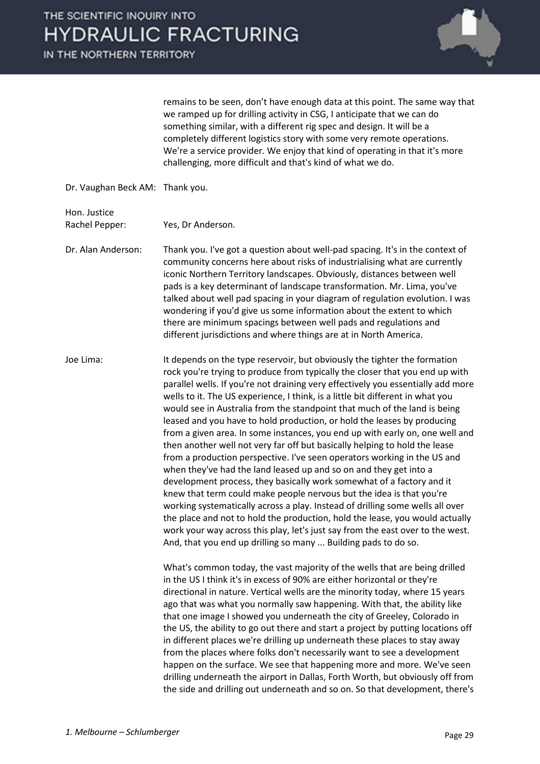remains to be seen, don't have enough data at this point. The same way that we ramped up for drilling activity in CSG, I anticipate that we can do something similar, with a different rig spec and design. It will be a completely different logistics story with some very remote operations. We're a service provider. We enjoy that kind of operating in that it's more challenging, more difficult and that's kind of what we do.

Dr. Vaughan Beck AM: Thank you.

Hon. Justice Rachel Pepper: Yes, Dr Anderson.

Dr. Alan Anderson: Thank you. I've got a question about well-pad spacing. It's in the context of community concerns here about risks of industrialising what are currently iconic Northern Territory landscapes. Obviously, distances between well pads is a key determinant of landscape transformation. Mr. Lima, you've talked about well pad spacing in your diagram of regulation evolution. I was wondering if you'd give us some information about the extent to which there are minimum spacings between well pads and regulations and different jurisdictions and where things are at in North America.

Joe Lima: It depends on the type reservoir, but obviously the tighter the formation rock you're trying to produce from typically the closer that you end up with parallel wells. If you're not draining very effectively you essentially add more wells to it. The US experience, I think, is a little bit different in what you would see in Australia from the standpoint that much of the land is being leased and you have to hold production, or hold the leases by producing from a given area. In some instances, you end up with early on, one well and then another well not very far off but basically helping to hold the lease from a production perspective. I've seen operators working in the US and when they've had the land leased up and so on and they get into a development process, they basically work somewhat of a factory and it knew that term could make people nervous but the idea is that you're working systematically across a play. Instead of drilling some wells all over the place and not to hold the production, hold the lease, you would actually work your way across this play, let's just say from the east over to the west. And, that you end up drilling so many ... Building pads to do so.

What's common today, the vast majority of the wells that are being drilled in the US I think it's in excess of 90% are either horizontal or they're directional in nature. Vertical wells are the minority today, where 15 years ago that was what you normally saw happening. With that, the ability like that one image I showed you underneath the city of Greeley, Colorado in the US, the ability to go out there and start a project by putting locations off in different places we're drilling up underneath these places to stay away from the places where folks don't necessarily want to see a development happen on the surface. We see that happening more and more. We've seen drilling underneath the airport in Dallas, Forth Worth, but obviously off from the side and drilling out underneath and so on. So that development, there's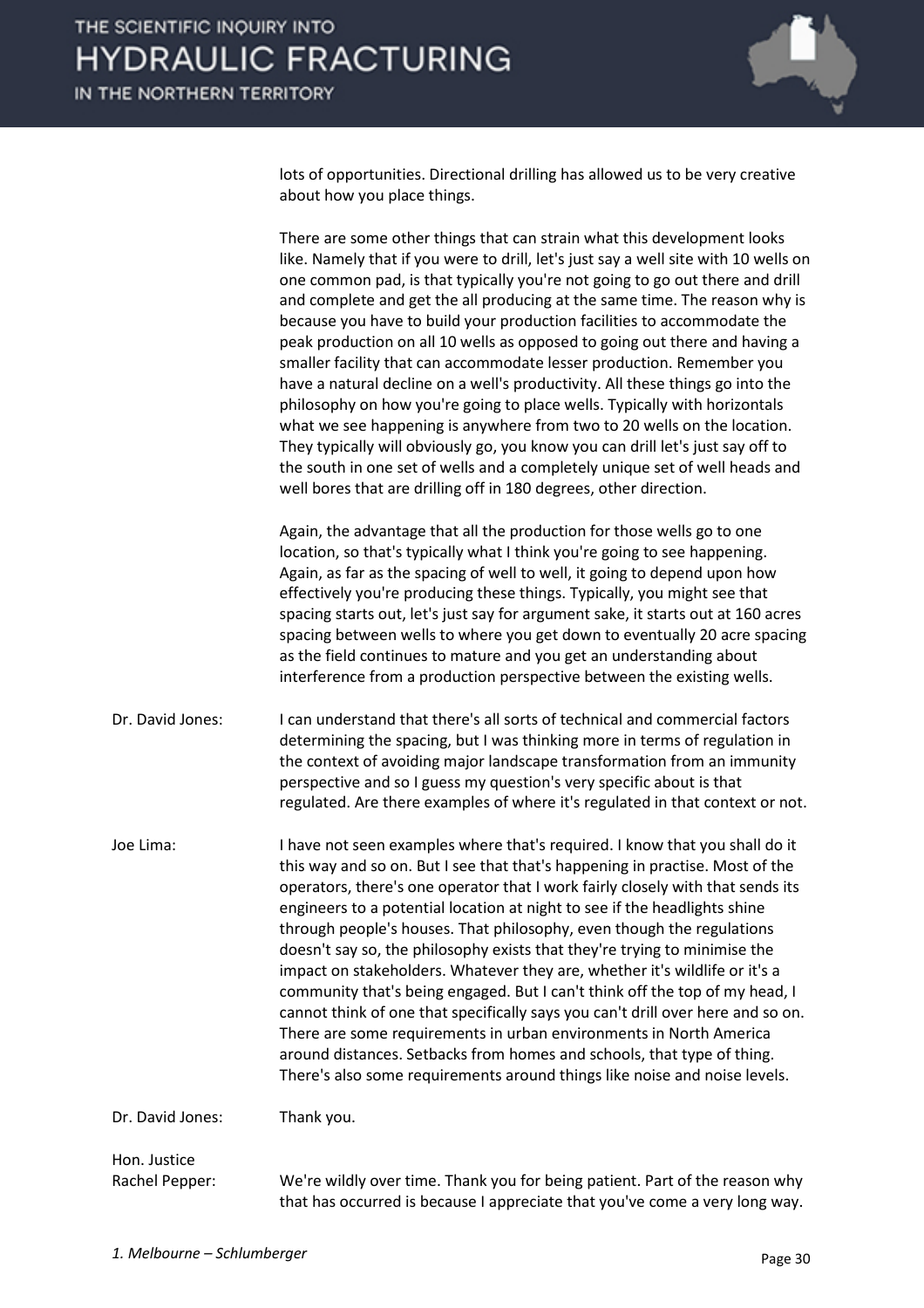lots of opportunities. Directional drilling has allowed us to be very creative about how you place things.

There are some other things that can strain what this development looks like. Namely that if you were to drill, let's just say a well site with 10 wells on one common pad, is that typically you're not going to go out there and drill and complete and get the all producing at the same time. The reason why is because you have to build your production facilities to accommodate the peak production on all 10 wells as opposed to going out there and having a smaller facility that can accommodate lesser production. Remember you have a natural decline on a well's productivity. All these things go into the philosophy on how you're going to place wells. Typically with horizontals what we see happening is anywhere from two to 20 wells on the location. They typically will obviously go, you know you can drill let's just say off to the south in one set of wells and a completely unique set of well heads and well bores that are drilling off in 180 degrees, other direction.

Again, the advantage that all the production for those wells go to one location, so that's typically what I think you're going to see happening. Again, as far as the spacing of well to well, it going to depend upon how effectively you're producing these things. Typically, you might see that spacing starts out, let's just say for argument sake, it starts out at 160 acres spacing between wells to where you get down to eventually 20 acre spacing as the field continues to mature and you get an understanding about interference from a production perspective between the existing wells.

**Dr. David Jones:** I can understand that there's all sorts of technical and commercial factors determining the spacing, but I was thinking more in terms of regulation in the context of avoiding major landscape transformation from an immunity perspective and so I guess my question's very specific about is that regulated. Are there examples of where it's regulated in that context or not.

**Joe Lima:** I have not seen examples where that's required. I know that you shall do it this way and so on. But I see that that's happening in practise. Most of the operators, there's one operator that I work fairly closely with that sends its engineers to a potential location at night to see if the headlights shine through people's houses. That philosophy, even though the regulations doesn't say so, the philosophy exists that they're trying to minimise the impact on stakeholders. Whatever they are, whether it's wildlife or it's a community that's being engaged. But I can't think off the top of my head, I cannot think of one that specifically says you can't drill over here and so on. There are some requirements in urban environments in North America around distances. Setbacks from homes and schools, that type of thing. There's also some requirements around things like noise and noise levels.

**Dr. David Jones:** Thank you.

**Hon. Justice Rachel Pepper:** We're wildly over time. Thank you for being patient. Part of the reason why that has occurred is because I appreciate that you've come a very long way.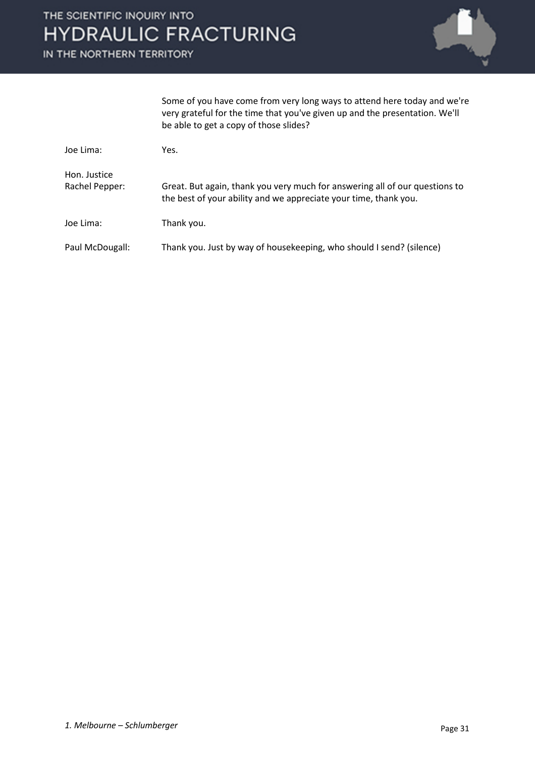Some of you have come from very long ways to attend here today and we're very grateful for the time that you've given up and the presentation. We'll be able to get a copy of those slides?

Joe Lima: Yes.

Hon. Justice Rachel Pepper: Great. But again, thank you very much for answering all of our questions to the best of your ability and we appreciate your time, thank you.

Joe Lima: Thank you.

Paul McDougall: Thank you. Just by way of housekeeping, who should I send? (silence)